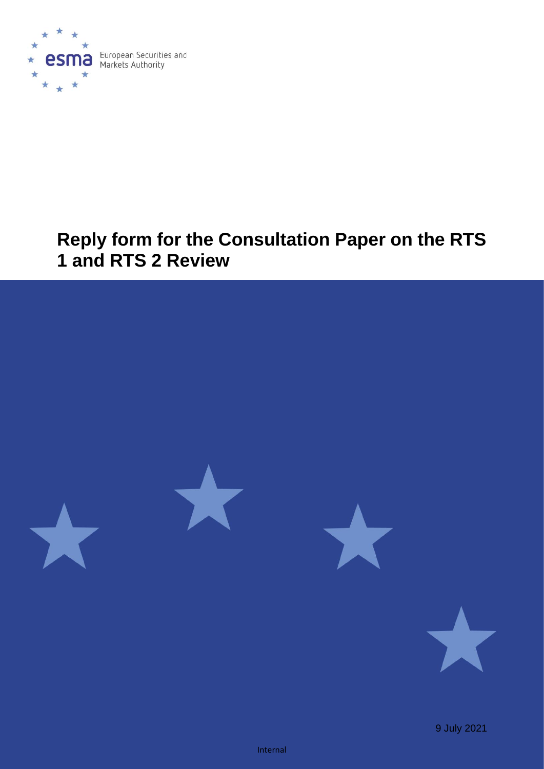esma European Securities and Markets Authority

# Reply form for the Consultation Paper on the RTS 1 and RTS 2 Review

9 July 2021

Internal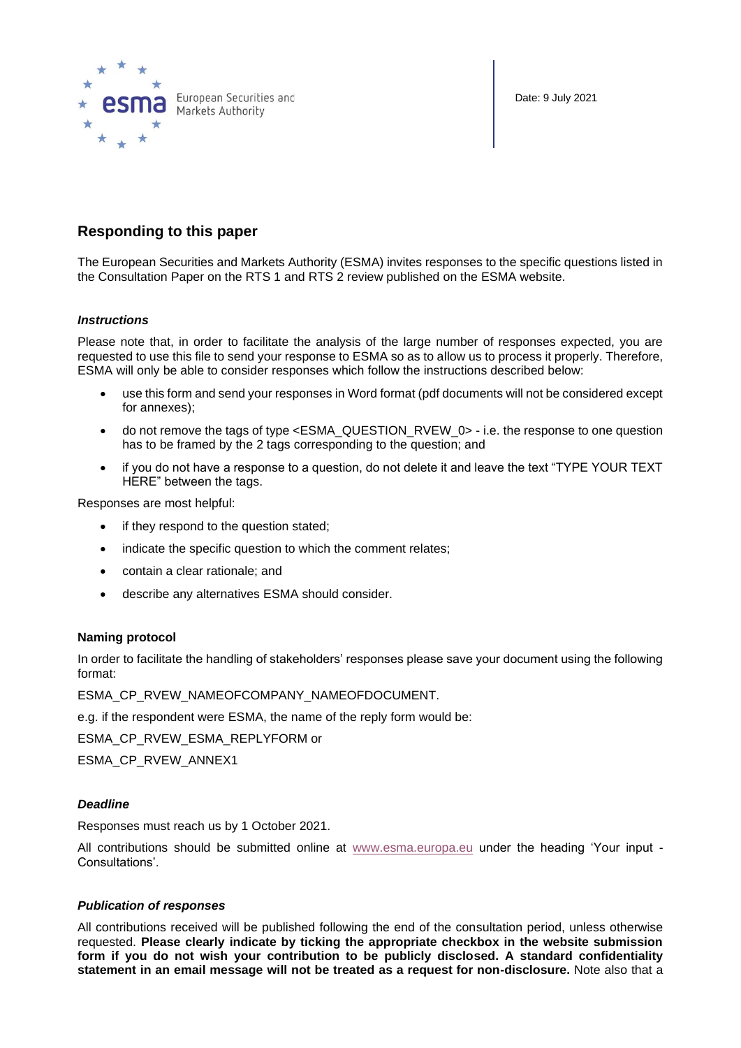European Securities and Markets Authority

Date: 9 July 2021

## Responding to this paper

The European Securities and Markets Authority (ESMA) invites responses to the specific questions listed in the Consultation Paper on the RTS 1 and RTS 2 review published on the ESMA website.

### *Instructions*

Please note that, in order to facilitate the analysis of the large number of responses expected, you are requested to use this file to send your response to ESMA so as to allow us to process it properly. Therefore, ESMA will only be able to consider responses which follow the instructions described below:

- use this form and send your responses in Word format (pdf documents will not be considered except for annexes);
- do not remove the tags of type <ESMA_QUESTION_RVEW_0> - i.e. the response to one question has to be framed by the 2 tags corresponding to the question; and
- if you do not have a response to a question, do not delete it and leave the text "TYPE YOUR TEXT HERE" between the tags.

Responses are most helpful:

- if they respond to the question stated;
- indicate the specific question to which the comment relates;
- contain a clear rationale; and
- describe any alternatives ESMA should consider.

### Naming protocol

In order to facilitate the handling of stakeholders' responses please save your document using the following format:

ESMA_CP_RVEW_NAMEOFCOMPANY_NAMEOFDOCUMENT.

e.g. if the respondent were ESMA, the name of the reply form would be:

ESMA_CP_RVEW_ESMA_REPLYFORM or

ESMA_CP_RVEW_ANNEX1

### *Deadline*

Responses must reach us by 1 October 2021.

All contributions should be submitted online at www.esma.europa.eu under the heading 'Your input - Consultations'.

### *Publication of responses*

All contributions received will be published following the end of the consultation period, unless otherwise requested. **Please clearly indicate by ticking the appropriate checkbox in the website submission form if you do not wish your contribution to be publicly disclosed. A standard confidentiality statement in an email message will not be treated as a request for non-disclosure.** Note also that a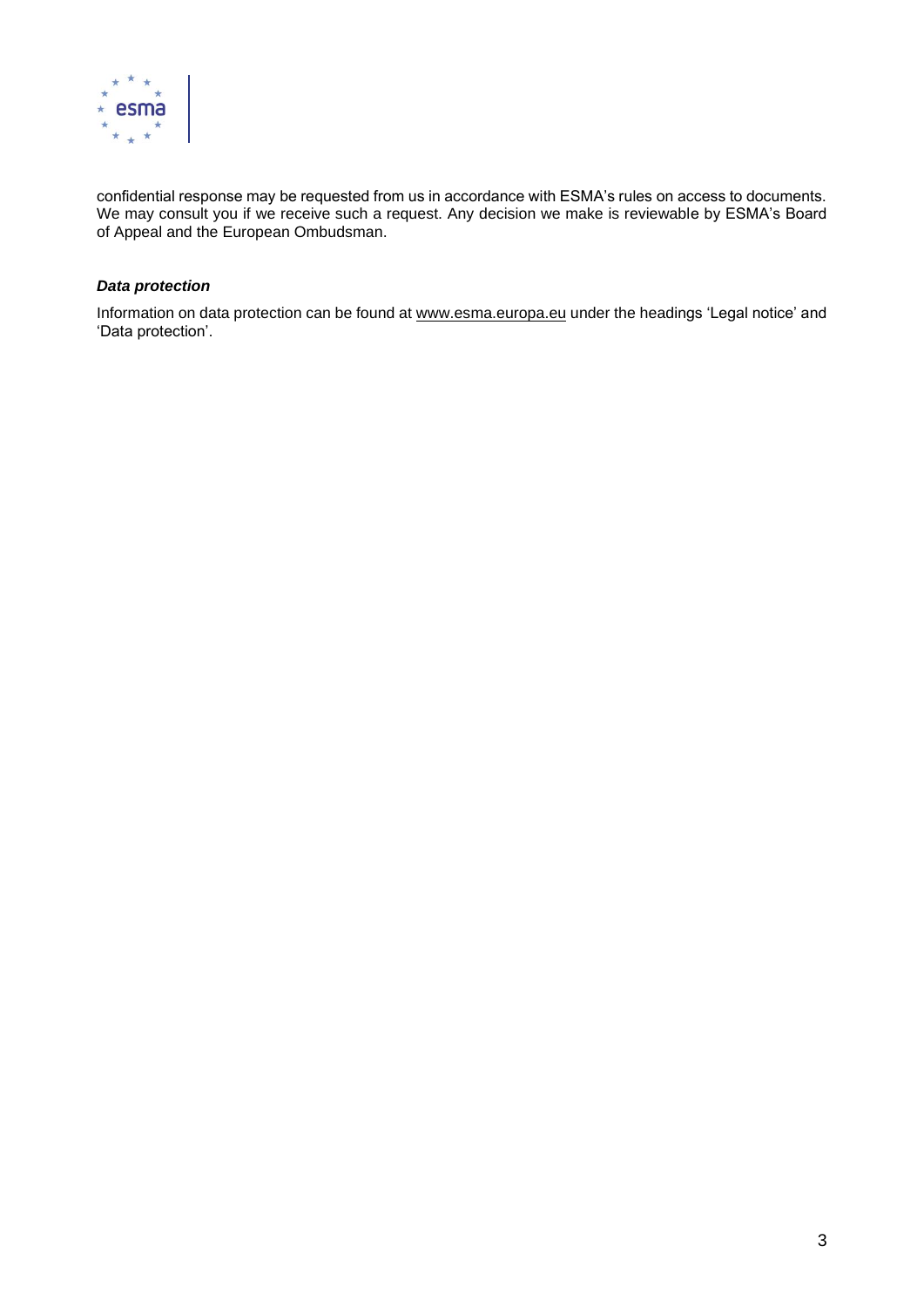confidential response may be requested from us in accordance with ESMA's rules on access to documents. We may consult you if we receive such a request. Any decision we make is reviewable by ESMA's Board of Appeal and the European Ombudsman.

***Data protection***

Information on data protection can be found at www.esma.europa.eu under the headings 'Legal notice' and 'Data protection'.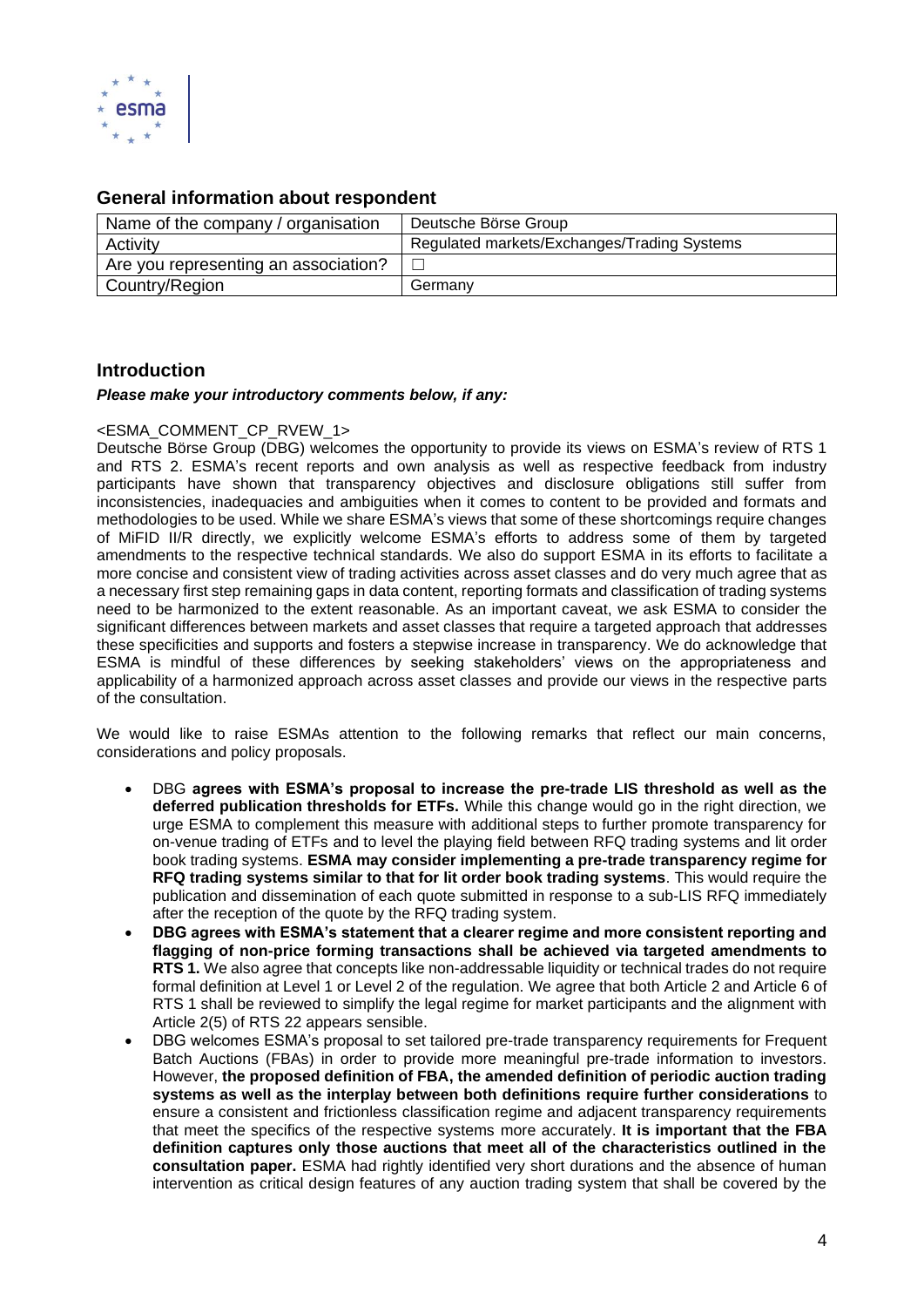## General information about respondent

| Name of the company / organisation | Deutsche Börse Group |
|---|---|
| Activity | Regulated markets/Exchanges/Trading Systems |
| Are you representing an association? | ☐ |
| Country/Region | Germany |

## Introduction

***Please make your introductory comments below, if any:***

<ESMA_COMMENT_CP_RVEW_1>

Deutsche Börse Group (DBG) welcomes the opportunity to provide its views on ESMA's review of RTS 1 and RTS 2. ESMA's recent reports and own analysis as well as respective feedback from industry participants have shown that transparency objectives and disclosure obligations still suffer from inconsistencies, inadequacies and ambiguities when it comes to content to be provided and formats and methodologies to be used. While we share ESMA's views that some of these shortcomings require changes of MiFID II/R directly, we explicitly welcome ESMA's efforts to address some of them by targeted amendments to the respective technical standards. We also do support ESMA in its efforts to facilitate a more concise and consistent view of trading activities across asset classes and do very much agree that as a necessary first step remaining gaps in data content, reporting formats and classification of trading systems need to be harmonized to the extent reasonable. As an important caveat, we ask ESMA to consider the significant differences between markets and asset classes that require a targeted approach that addresses these specificities and supports and fosters a stepwise increase in transparency. We do acknowledge that ESMA is mindful of these differences by seeking stakeholders' views on the appropriateness and applicability of a harmonized approach across asset classes and provide our views in the respective parts of the consultation.

We would like to raise ESMAs attention to the following remarks that reflect our main concerns, considerations and policy proposals.

- DBG **agrees with ESMA's proposal to increase the pre-trade LIS threshold as well as the deferred publication thresholds for ETFs.** While this change would go in the right direction, we urge ESMA to complement this measure with additional steps to further promote transparency for on-venue trading of ETFs and to level the playing field between RFQ trading systems and lit order book trading systems. **ESMA may consider implementing a pre-trade transparency regime for RFQ trading systems similar to that for lit order book trading systems**. This would require the publication and dissemination of each quote submitted in response to a sub-LIS RFQ immediately after the reception of the quote by the RFQ trading system.
- **DBG agrees with ESMA's statement that a clearer regime and more consistent reporting and flagging of non-price forming transactions shall be achieved via targeted amendments to RTS 1.** We also agree that concepts like non-addressable liquidity or technical trades do not require formal definition at Level 1 or Level 2 of the regulation. We agree that both Article 2 and Article 6 of RTS 1 shall be reviewed to simplify the legal regime for market participants and the alignment with Article 2(5) of RTS 22 appears sensible.
- DBG welcomes ESMA's proposal to set tailored pre-trade transparency requirements for Frequent Batch Auctions (FBAs) in order to provide more meaningful pre-trade information to investors. However, **the proposed definition of FBA, the amended definition of periodic auction trading systems as well as the interplay between both definitions require further considerations** to ensure a consistent and frictionless classification regime and adjacent transparency requirements that meet the specifics of the respective systems more accurately. **It is important that the FBA definition captures only those auctions that meet all of the characteristics outlined in the consultation paper.** ESMA had rightly identified very short durations and the absence of human intervention as critical design features of any auction trading system that shall be covered by the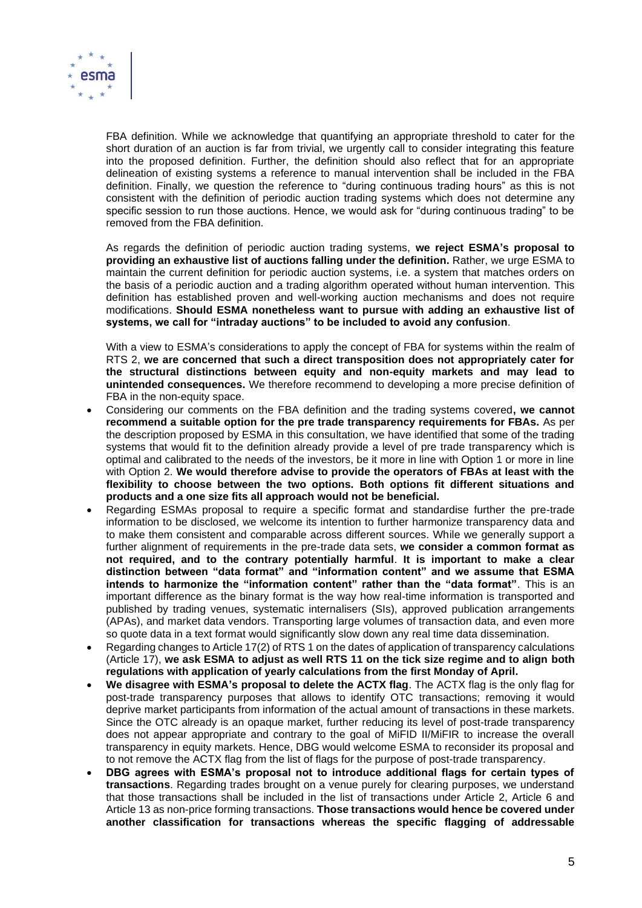FBA definition. While we acknowledge that quantifying an appropriate threshold to cater for the short duration of an auction is far from trivial, we urgently call to consider integrating this feature into the proposed definition. Further, the definition should also reflect that for an appropriate delineation of existing systems a reference to manual intervention shall be included in the FBA definition. Finally, we question the reference to "during continuous trading hours" as this is not consistent with the definition of periodic auction trading systems which does not determine any specific session to run those auctions. Hence, we would ask for "during continuous trading" to be removed from the FBA definition.

As regards the definition of periodic auction trading systems, **we reject ESMA's proposal to providing an exhaustive list of auctions falling under the definition.** Rather, we urge ESMA to maintain the current definition for periodic auction systems, i.e. a system that matches orders on the basis of a periodic auction and a trading algorithm operated without human intervention. This definition has established proven and well-working auction mechanisms and does not require modifications. **Should ESMA nonetheless want to pursue with adding an exhaustive list of systems, we call for "intraday auctions" to be included to avoid any confusion**.

With a view to ESMA's considerations to apply the concept of FBA for systems within the realm of RTS 2, **we are concerned that such a direct transposition does not appropriately cater for the structural distinctions between equity and non-equity markets and may lead to unintended consequences.** We therefore recommend to developing a more precise definition of FBA in the non-equity space.

- Considering our comments on the FBA definition and the trading systems covered**, we cannot recommend a suitable option for the pre trade transparency requirements for FBAs.** As per the description proposed by ESMA in this consultation, we have identified that some of the trading systems that would fit to the definition already provide a level of pre trade transparency which is optimal and calibrated to the needs of the investors, be it more in line with Option 1 or more in line with Option 2. **We would therefore advise to provide the operators of FBAs at least with the flexibility to choose between the two options. Both options fit different situations and products and a one size fits all approach would not be beneficial.**
- Regarding ESMAs proposal to require a specific format and standardise further the pre-trade information to be disclosed, we welcome its intention to further harmonize transparency data and to make them consistent and comparable across different sources. While we generally support a further alignment of requirements in the pre-trade data sets, **we consider a common format as not required, and to the contrary potentially harmful**. **It is important to make a clear distinction between "data format" and "information content" and we assume that ESMA intends to harmonize the "information content" rather than the "data format"**. This is an important difference as the binary format is the way how real-time information is transported and published by trading venues, systematic internalisers (SIs), approved publication arrangements (APAs), and market data vendors. Transporting large volumes of transaction data, and even more so quote data in a text format would significantly slow down any real time data dissemination.
- Regarding changes to Article 17(2) of RTS 1 on the dates of application of transparency calculations (Article 17), **we ask ESMA to adjust as well RTS 11 on the tick size regime and to align both regulations with application of yearly calculations from the first Monday of April.**
- **We disagree with ESMA's proposal to delete the ACTX flag**. The ACTX flag is the only flag for post-trade transparency purposes that allows to identify OTC transactions; removing it would deprive market participants from information of the actual amount of transactions in these markets. Since the OTC already is an opaque market, further reducing its level of post-trade transparency does not appear appropriate and contrary to the goal of MiFID II/MiFIR to increase the overall transparency in equity markets. Hence, DBG would welcome ESMA to reconsider its proposal and to not remove the ACTX flag from the list of flags for the purpose of post-trade transparency.
- **DBG agrees with ESMA's proposal not to introduce additional flags for certain types of transactions**. Regarding trades brought on a venue purely for clearing purposes, we understand that those transactions shall be included in the list of transactions under Article 2, Article 6 and Article 13 as non-price forming transactions. **Those transactions would hence be covered under another classification for transactions whereas the specific flagging of addressable**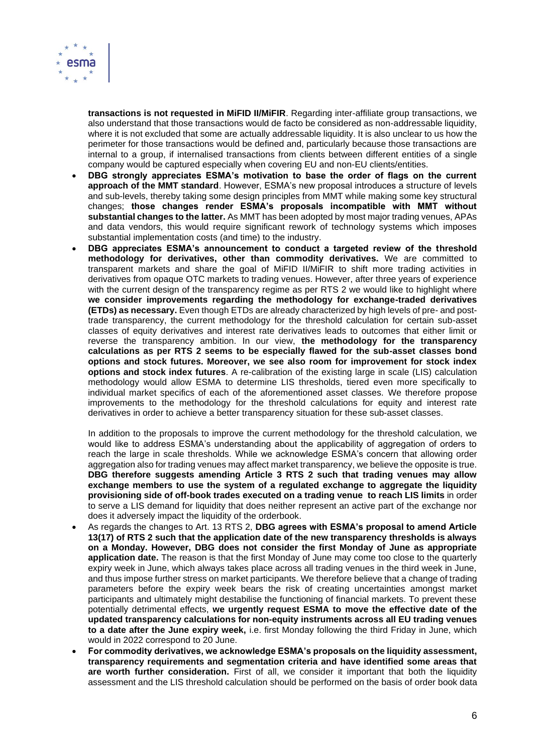**transactions is not requested in MiFID II/MiFIR**. Regarding inter-affiliate group transactions, we also understand that those transactions would de facto be considered as non-addressable liquidity, where it is not excluded that some are actually addressable liquidity. It is also unclear to us how the perimeter for those transactions would be defined and, particularly because those transactions are internal to a group, if internalised transactions from clients between different entities of a single company would be captured especially when covering EU and non-EU clients/entities.

- **DBG strongly appreciates ESMA's motivation to base the order of flags on the current approach of the MMT standard**. However, ESMA's new proposal introduces a structure of levels and sub-levels, thereby taking some design principles from MMT while making some key structural changes; **those changes render ESMA's proposals incompatible with MMT without substantial changes to the latter.** As MMT has been adopted by most major trading venues, APAs and data vendors, this would require significant rework of technology systems which imposes substantial implementation costs (and time) to the industry.
- **DBG appreciates ESMA's announcement to conduct a targeted review of the threshold methodology for derivatives, other than commodity derivatives.** We are committed to transparent markets and share the goal of MiFID II/MiFIR to shift more trading activities in derivatives from opaque OTC markets to trading venues. However, after three years of experience with the current design of the transparency regime as per RTS 2 we would like to highlight where **we consider improvements regarding the methodology for exchange-traded derivatives (ETDs) as necessary.** Even though ETDs are already characterized by high levels of pre- and post-trade transparency, the current methodology for the threshold calculation for certain sub-asset classes of equity derivatives and interest rate derivatives leads to outcomes that either limit or reverse the transparency ambition. In our view, **the methodology for the transparency calculations as per RTS 2 seems to be especially flawed for the sub-asset classes bond options and stock futures. Moreover, we see also room for improvement for stock index options and stock index futures**. A re-calibration of the existing large in scale (LIS) calculation methodology would allow ESMA to determine LIS thresholds, tiered even more specifically to individual market specifics of each of the aforementioned asset classes. We therefore propose improvements to the methodology for the threshold calculations for equity and interest rate derivatives in order to achieve a better transparency situation for these sub-asset classes.

  In addition to the proposals to improve the current methodology for the threshold calculation, we would like to address ESMA's understanding about the applicability of aggregation of orders to reach the large in scale thresholds. While we acknowledge ESMA's concern that allowing order aggregation also for trading venues may affect market transparency, we believe the opposite is true. **DBG therefore suggests amending Article 3 RTS 2 such that trading venues may allow exchange members to use the system of a regulated exchange to aggregate the liquidity provisioning side of off-book trades executed on a trading venue to reach LIS limits** in order to serve a LIS demand for liquidity that does neither represent an active part of the exchange nor does it adversely impact the liquidity of the orderbook.
- As regards the changes to Art. 13 RTS 2, **DBG agrees with ESMA's proposal to amend Article 13(17) of RTS 2 such that the application date of the new transparency thresholds is always on a Monday. However, DBG does not consider the first Monday of June as appropriate application date.** The reason is that the first Monday of June may come too close to the quarterly expiry week in June, which always takes place across all trading venues in the third week in June, and thus impose further stress on market participants. We therefore believe that a change of trading parameters before the expiry week bears the risk of creating uncertainties amongst market participants and ultimately might destabilise the functioning of financial markets. To prevent these potentially detrimental effects, **we urgently request ESMA to move the effective date of the updated transparency calculations for non-equity instruments across all EU trading venues to a date after the June expiry week,** i.e. first Monday following the third Friday in June, which would in 2022 correspond to 20 June.
- **For commodity derivatives, we acknowledge ESMA's proposals on the liquidity assessment, transparency requirements and segmentation criteria and have identified some areas that are worth further consideration.** First of all, we consider it important that both the liquidity assessment and the LIS threshold calculation should be performed on the basis of order book data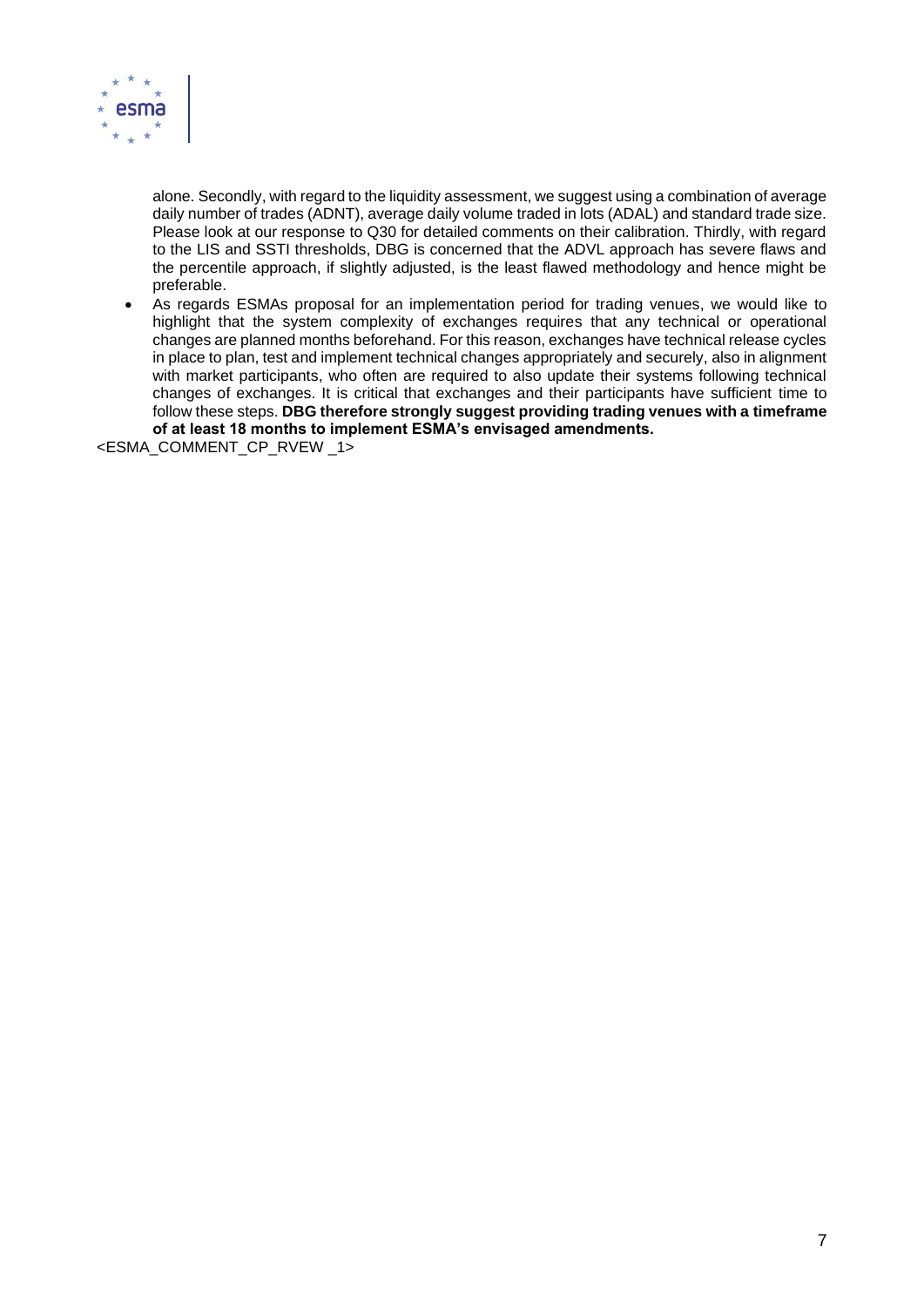alone. Secondly, with regard to the liquidity assessment, we suggest using a combination of average daily number of trades (ADNT), average daily volume traded in lots (ADAL) and standard trade size. Please look at our response to Q30 for detailed comments on their calibration. Thirdly, with regard to the LIS and SSTI thresholds, DBG is concerned that the ADVL approach has severe flaws and the percentile approach, if slightly adjusted, is the least flawed methodology and hence might be preferable.

- As regards ESMAs proposal for an implementation period for trading venues, we would like to highlight that the system complexity of exchanges requires that any technical or operational changes are planned months beforehand. For this reason, exchanges have technical release cycles in place to plan, test and implement technical changes appropriately and securely, also in alignment with market participants, who often are required to also update their systems following technical changes of exchanges. It is critical that exchanges and their participants have sufficient time to follow these steps. **DBG therefore strongly suggest providing trading venues with a timeframe of at least 18 months to implement ESMA's envisaged amendments.**

<ESMA_COMMENT_CP_RVEW _1>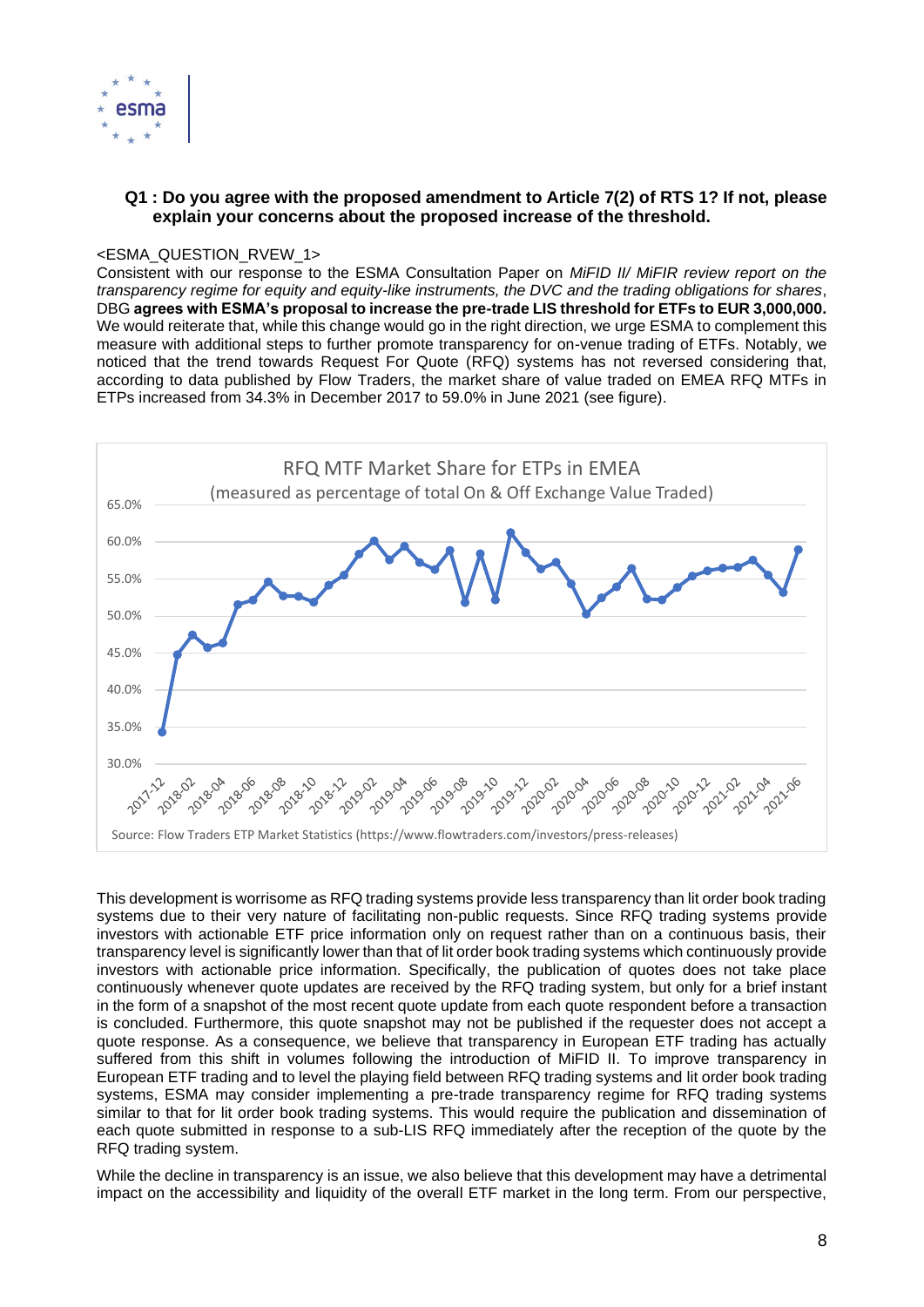**Q1 : Do you agree with the proposed amendment to Article 7(2) of RTS 1? If not, please explain your concerns about the proposed increase of the threshold.**

<ESMA_QUESTION_RVEW_1>

Consistent with our response to the ESMA Consultation Paper on *MiFID II/ MiFIR review report on the transparency regime for equity and equity-like instruments, the DVC and the trading obligations for shares*, DBG **agrees with ESMA's proposal to increase the pre-trade LIS threshold for ETFs to EUR 3,000,000.** We would reiterate that, while this change would go in the right direction, we urge ESMA to complement this measure with additional steps to further promote transparency for on-venue trading of ETFs. Notably, we noticed that the trend towards Request For Quote (RFQ) systems has not reversed considering that, according to data published by Flow Traders, the market share of value traded on EMEA RFQ MTFs in ETPs increased from 34.3% in December 2017 to 59.0% in June 2021 (see figure).

RFQ MTF Market Share for ETPs in EMEA
(measured as percentage of total On & Off Exchange Value Traded)

Source: Flow Traders ETP Market Statistics (https://www.flowtraders.com/investors/press-releases)

This development is worrisome as RFQ trading systems provide less transparency than lit order book trading systems due to their very nature of facilitating non-public requests. Since RFQ trading systems provide investors with actionable ETF price information only on request rather than on a continuous basis, their transparency level is significantly lower than that of lit order book trading systems which continuously provide investors with actionable price information. Specifically, the publication of quotes does not take place continuously whenever quote updates are received by the RFQ trading system, but only for a brief instant in the form of a snapshot of the most recent quote update from each quote respondent before a transaction is concluded. Furthermore, this quote snapshot may not be published if the requester does not accept a quote response. As a consequence, we believe that transparency in European ETF trading has actually suffered from this shift in volumes following the introduction of MiFID II. To improve transparency in European ETF trading and to level the playing field between RFQ trading systems and lit order book trading systems, ESMA may consider implementing a pre-trade transparency regime for RFQ trading systems similar to that for lit order book trading systems. This would require the publication and dissemination of each quote submitted in response to a sub-LIS RFQ immediately after the reception of the quote by the RFQ trading system.

While the decline in transparency is an issue, we also believe that this development may have a detrimental impact on the accessibility and liquidity of the overall ETF market in the long term. From our perspective,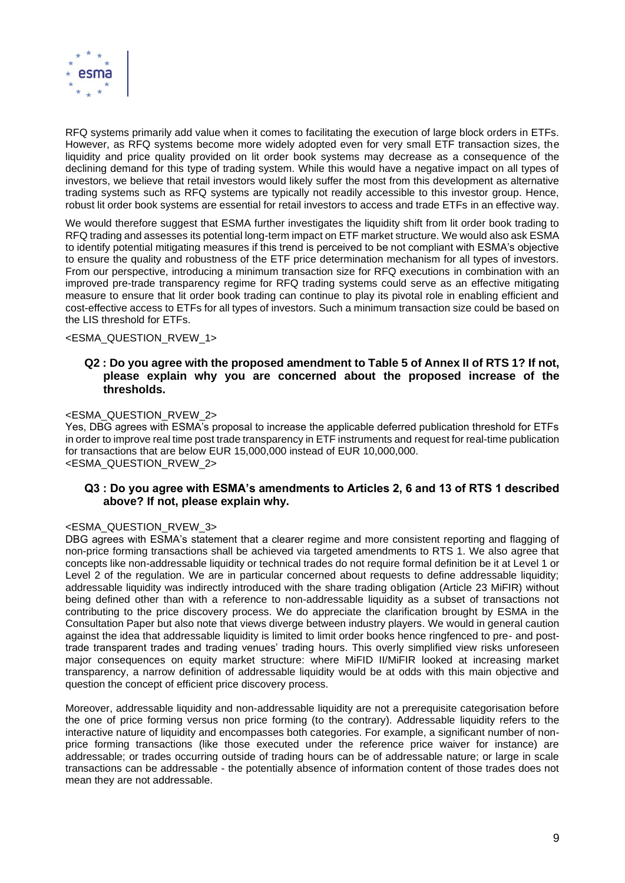RFQ systems primarily add value when it comes to facilitating the execution of large block orders in ETFs. However, as RFQ systems become more widely adopted even for very small ETF transaction sizes, the liquidity and price quality provided on lit order book systems may decrease as a consequence of the declining demand for this type of trading system. While this would have a negative impact on all types of investors, we believe that retail investors would likely suffer the most from this development as alternative trading systems such as RFQ systems are typically not readily accessible to this investor group. Hence, robust lit order book systems are essential for retail investors to access and trade ETFs in an effective way.

We would therefore suggest that ESMA further investigates the liquidity shift from lit order book trading to RFQ trading and assesses its potential long-term impact on ETF market structure. We would also ask ESMA to identify potential mitigating measures if this trend is perceived to be not compliant with ESMA's objective to ensure the quality and robustness of the ETF price determination mechanism for all types of investors. From our perspective, introducing a minimum transaction size for RFQ executions in combination with an improved pre-trade transparency regime for RFQ trading systems could serve as an effective mitigating measure to ensure that lit order book trading can continue to play its pivotal role in enabling efficient and cost-effective access to ETFs for all types of investors. Such a minimum transaction size could be based on the LIS threshold for ETFs.

<ESMA_QUESTION_RVEW_1>

### Q2 : Do you agree with the proposed amendment to Table 5 of Annex II of RTS 1? If not, please explain why you are concerned about the proposed increase of the thresholds.

<ESMA_QUESTION_RVEW_2>
Yes, DBG agrees with ESMA's proposal to increase the applicable deferred publication threshold for ETFs in order to improve real time post trade transparency in ETF instruments and request for real-time publication for transactions that are below EUR 15,000,000 instead of EUR 10,000,000.
<ESMA_QUESTION_RVEW_2>

### Q3 : Do you agree with ESMA's amendments to Articles 2, 6 and 13 of RTS 1 described above? If not, please explain why.

<ESMA_QUESTION_RVEW_3>
DBG agrees with ESMA's statement that a clearer regime and more consistent reporting and flagging of non-price forming transactions shall be achieved via targeted amendments to RTS 1. We also agree that concepts like non-addressable liquidity or technical trades do not require formal definition be it at Level 1 or Level 2 of the regulation. We are in particular concerned about requests to define addressable liquidity; addressable liquidity was indirectly introduced with the share trading obligation (Article 23 MiFIR) without being defined other than with a reference to non-addressable liquidity as a subset of transactions not contributing to the price discovery process. We do appreciate the clarification brought by ESMA in the Consultation Paper but also note that views diverge between industry players. We would in general caution against the idea that addressable liquidity is limited to limit order books hence ringfenced to pre- and post-trade transparent trades and trading venues' trading hours. This overly simplified view risks unforeseen major consequences on equity market structure: where MiFID II/MiFIR looked at increasing market transparency, a narrow definition of addressable liquidity would be at odds with this main objective and question the concept of efficient price discovery process.

Moreover, addressable liquidity and non-addressable liquidity are not a prerequisite categorisation before the one of price forming versus non price forming (to the contrary). Addressable liquidity refers to the interactive nature of liquidity and encompasses both categories. For example, a significant number of non-price forming transactions (like those executed under the reference price waiver for instance) are addressable; or trades occurring outside of trading hours can be of addressable nature; or large in scale transactions can be addressable - the potentially absence of information content of those trades does not mean they are not addressable.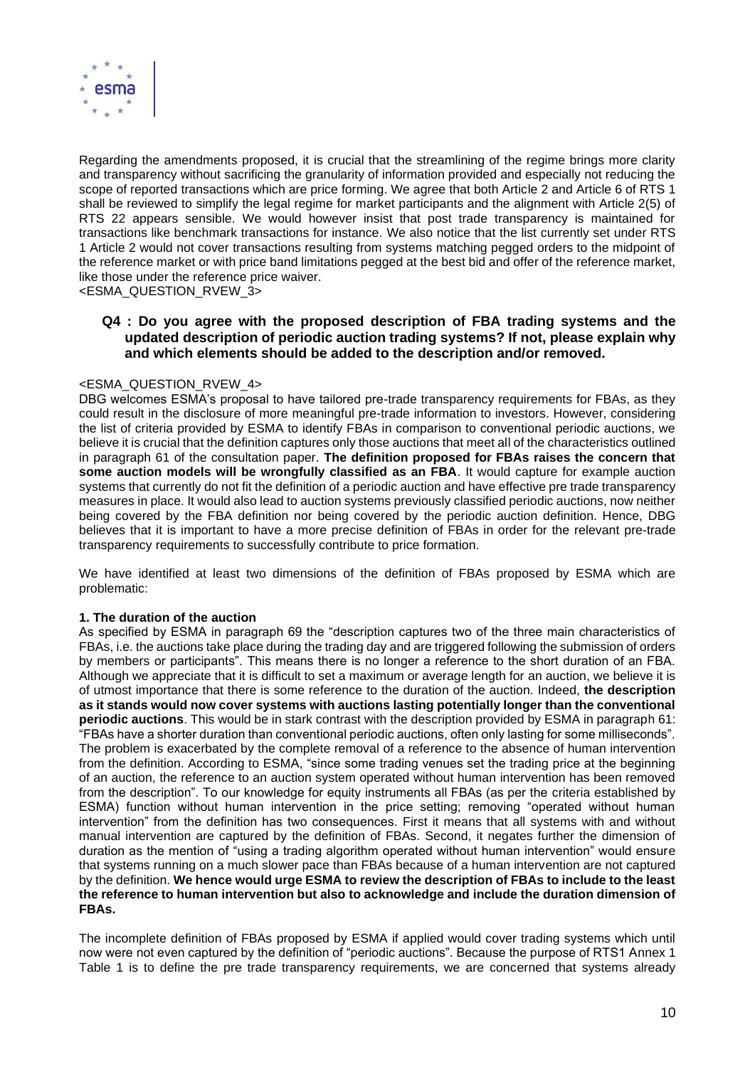Regarding the amendments proposed, it is crucial that the streamlining of the regime brings more clarity and transparency without sacrificing the granularity of information provided and especially not reducing the scope of reported transactions which are price forming. We agree that both Article 2 and Article 6 of RTS 1 shall be reviewed to simplify the legal regime for market participants and the alignment with Article 2(5) of RTS 22 appears sensible. We would however insist that post trade transparency is maintained for transactions like benchmark transactions for instance. We also notice that the list currently set under RTS 1 Article 2 would not cover transactions resulting from systems matching pegged orders to the midpoint of the reference market or with price band limitations pegged at the best bid and offer of the reference market, like those under the reference price waiver.
<ESMA_QUESTION_RVEW_3>

### Q4 : Do you agree with the proposed description of FBA trading systems and the updated description of periodic auction trading systems? If not, please explain why and which elements should be added to the description and/or removed.

<ESMA_QUESTION_RVEW_4>
DBG welcomes ESMA's proposal to have tailored pre-trade transparency requirements for FBAs, as they could result in the disclosure of more meaningful pre-trade information to investors. However, considering the list of criteria provided by ESMA to identify FBAs in comparison to conventional periodic auctions, we believe it is crucial that the definition captures only those auctions that meet all of the characteristics outlined in paragraph 61 of the consultation paper. **The definition proposed for FBAs raises the concern that some auction models will be wrongfully classified as an FBA**. It would capture for example auction systems that currently do not fit the definition of a periodic auction and have effective pre trade transparency measures in place. It would also lead to auction systems previously classified periodic auctions, now neither being covered by the FBA definition nor being covered by the periodic auction definition. Hence, DBG believes that it is important to have a more precise definition of FBAs in order for the relevant pre-trade transparency requirements to successfully contribute to price formation.

We have identified at least two dimensions of the definition of FBAs proposed by ESMA which are problematic:

**1. The duration of the auction**

As specified by ESMA in paragraph 69 the "description captures two of the three main characteristics of FBAs, i.e. the auctions take place during the trading day and are triggered following the submission of orders by members or participants". This means there is no longer a reference to the short duration of an FBA. Although we appreciate that it is difficult to set a maximum or average length for an auction, we believe it is of utmost importance that there is some reference to the duration of the auction. Indeed, **the description as it stands would now cover systems with auctions lasting potentially longer than the conventional periodic auctions**. This would be in stark contrast with the description provided by ESMA in paragraph 61: "FBAs have a shorter duration than conventional periodic auctions, often only lasting for some milliseconds". The problem is exacerbated by the complete removal of a reference to the absence of human intervention from the definition. According to ESMA, "since some trading venues set the trading price at the beginning of an auction, the reference to an auction system operated without human intervention has been removed from the description". To our knowledge for equity instruments all FBAs (as per the criteria established by ESMA) function without human intervention in the price setting; removing "operated without human intervention" from the definition has two consequences. First it means that all systems with and without manual intervention are captured by the definition of FBAs. Second, it negates further the dimension of duration as the mention of "using a trading algorithm operated without human intervention" would ensure that systems running on a much slower pace than FBAs because of a human intervention are not captured by the definition. **We hence would urge ESMA to review the description of FBAs to include to the least the reference to human intervention but also to acknowledge and include the duration dimension of FBAs.**

The incomplete definition of FBAs proposed by ESMA if applied would cover trading systems which until now were not even captured by the definition of "periodic auctions". Because the purpose of RTS1 Annex 1 Table 1 is to define the pre trade transparency requirements, we are concerned that systems already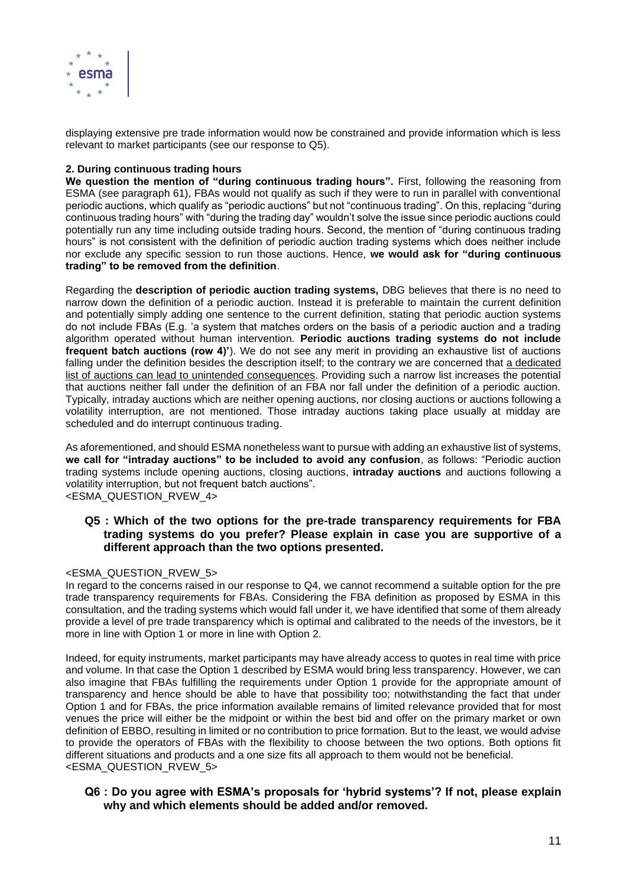displaying extensive pre trade information would now be constrained and provide information which is less relevant to market participants (see our response to Q5).

**2. During continuous trading hours**

**We question the mention of "during continuous trading hours".** First, following the reasoning from ESMA (see paragraph 61), FBAs would not qualify as such if they were to run in parallel with conventional periodic auctions, which qualify as "periodic auctions" but not "continuous trading". On this, replacing "during continuous trading hours" with "during the trading day" wouldn't solve the issue since periodic auctions could potentially run any time including outside trading hours. Second, the mention of "during continuous trading hours" is not consistent with the definition of periodic auction trading systems which does neither include nor exclude any specific session to run those auctions. Hence, **we would ask for "during continuous trading" to be removed from the definition**.

Regarding the **description of periodic auction trading systems,** DBG believes that there is no need to narrow down the definition of a periodic auction. Instead it is preferable to maintain the current definition and potentially simply adding one sentence to the current definition, stating that periodic auction systems do not include FBAs (E.g. 'a system that matches orders on the basis of a periodic auction and a trading algorithm operated without human intervention. **Periodic auctions trading systems do not include frequent batch auctions (row 4)'**). We do not see any merit in providing an exhaustive list of auctions falling under the definition besides the description itself; to the contrary we are concerned that <u>a dedicated list of auctions can lead to unintended consequences</u>. Providing such a narrow list increases the potential that auctions neither fall under the definition of an FBA nor fall under the definition of a periodic auction. Typically, intraday auctions which are neither opening auctions, nor closing auctions or auctions following a volatility interruption, are not mentioned. Those intraday auctions taking place usually at midday are scheduled and do interrupt continuous trading.

As aforementioned, and should ESMA nonetheless want to pursue with adding an exhaustive list of systems, **we call for "intraday auctions" to be included to avoid any confusion**, as follows: "Periodic auction trading systems include opening auctions, closing auctions, **intraday auctions** and auctions following a volatility interruption, but not frequent batch auctions".
<ESMA_QUESTION_RVEW_4>

### Q5 : Which of the two options for the pre-trade transparency requirements for FBA trading systems do you prefer? Please explain in case you are supportive of a different approach than the two options presented.

<ESMA_QUESTION_RVEW_5>
In regard to the concerns raised in our response to Q4, we cannot recommend a suitable option for the pre trade transparency requirements for FBAs. Considering the FBA definition as proposed by ESMA in this consultation, and the trading systems which would fall under it, we have identified that some of them already provide a level of pre trade transparency which is optimal and calibrated to the needs of the investors, be it more in line with Option 1 or more in line with Option 2.

Indeed, for equity instruments, market participants may have already access to quotes in real time with price and volume. In that case the Option 1 described by ESMA would bring less transparency. However, we can also imagine that FBAs fulfilling the requirements under Option 1 provide for the appropriate amount of transparency and hence should be able to have that possibility too; notwithstanding the fact that under Option 1 and for FBAs, the price information available remains of limited relevance provided that for most venues the price will either be the midpoint or within the best bid and offer on the primary market or own definition of EBBO, resulting in limited or no contribution to price formation. But to the least, we would advise to provide the operators of FBAs with the flexibility to choose between the two options. Both options fit different situations and products and a one size fits all approach to them would not be beneficial.
<ESMA_QUESTION_RVEW_5>

### Q6 : Do you agree with ESMA's proposals for 'hybrid systems'? If not, please explain why and which elements should be added and/or removed.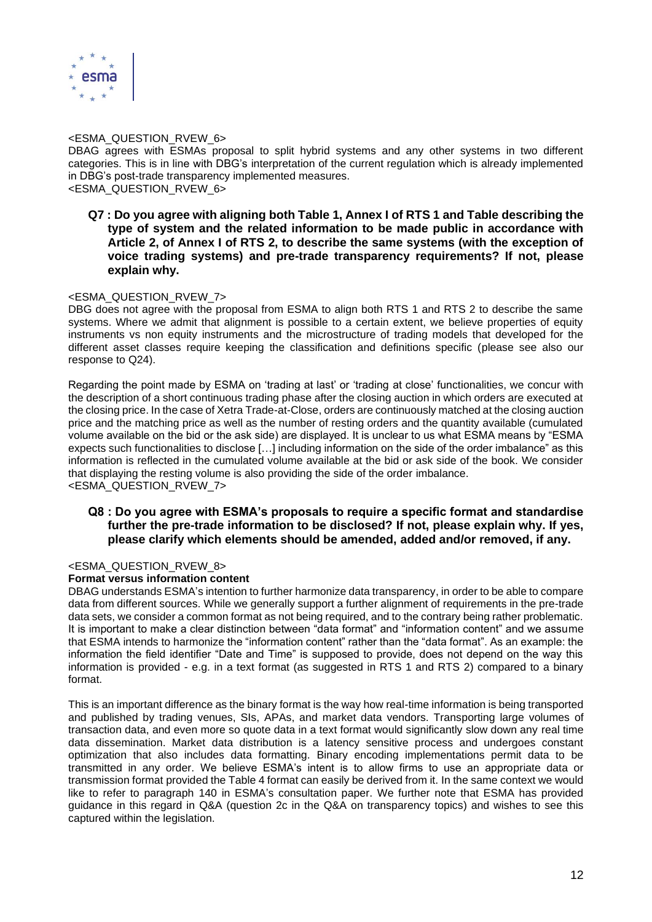<ESMA_QUESTION_RVEW_6>
DBAG agrees with ESMAs proposal to split hybrid systems and any other systems in two different categories. This is in line with DBG's interpretation of the current regulation which is already implemented in DBG's post-trade transparency implemented measures.
<ESMA_QUESTION_RVEW_6>

**Q7 : Do you agree with aligning both Table 1, Annex I of RTS 1 and Table describing the type of system and the related information to be made public in accordance with Article 2, of Annex I of RTS 2, to describe the same systems (with the exception of voice trading systems) and pre-trade transparency requirements? If not, please explain why.**

<ESMA_QUESTION_RVEW_7>
DBG does not agree with the proposal from ESMA to align both RTS 1 and RTS 2 to describe the same systems. Where we admit that alignment is possible to a certain extent, we believe properties of equity instruments vs non equity instruments and the microstructure of trading models that developed for the different asset classes require keeping the classification and definitions specific (please see also our response to Q24).

Regarding the point made by ESMA on 'trading at last' or 'trading at close' functionalities, we concur with the description of a short continuous trading phase after the closing auction in which orders are executed at the closing price. In the case of Xetra Trade-at-Close, orders are continuously matched at the closing auction price and the matching price as well as the number of resting orders and the quantity available (cumulated volume available on the bid or the ask side) are displayed. It is unclear to us what ESMA means by "ESMA expects such functionalities to disclose […] including information on the side of the order imbalance" as this information is reflected in the cumulated volume available at the bid or ask side of the book. We consider that displaying the resting volume is also providing the side of the order imbalance.
<ESMA_QUESTION_RVEW_7>

**Q8 : Do you agree with ESMA's proposals to require a specific format and standardise further the pre-trade information to be disclosed? If not, please explain why. If yes, please clarify which elements should be amended, added and/or removed, if any.**

<ESMA_QUESTION_RVEW_8>
**Format versus information content**
DBAG understands ESMA's intention to further harmonize data transparency, in order to be able to compare data from different sources. While we generally support a further alignment of requirements in the pre-trade data sets, we consider a common format as not being required, and to the contrary being rather problematic. It is important to make a clear distinction between "data format" and "information content" and we assume that ESMA intends to harmonize the "information content" rather than the "data format". As an example: the information the field identifier "Date and Time" is supposed to provide, does not depend on the way this information is provided - e.g. in a text format (as suggested in RTS 1 and RTS 2) compared to a binary format.

This is an important difference as the binary format is the way how real-time information is being transported and published by trading venues, SIs, APAs, and market data vendors. Transporting large volumes of transaction data, and even more so quote data in a text format would significantly slow down any real time data dissemination. Market data distribution is a latency sensitive process and undergoes constant optimization that also includes data formatting. Binary encoding implementations permit data to be transmitted in any order. We believe ESMA's intent is to allow firms to use an appropriate data or transmission format provided the Table 4 format can easily be derived from it. In the same context we would like to refer to paragraph 140 in ESMA's consultation paper. We further note that ESMA has provided guidance in this regard in Q&A (question 2c in the Q&A on transparency topics) and wishes to see this captured within the legislation.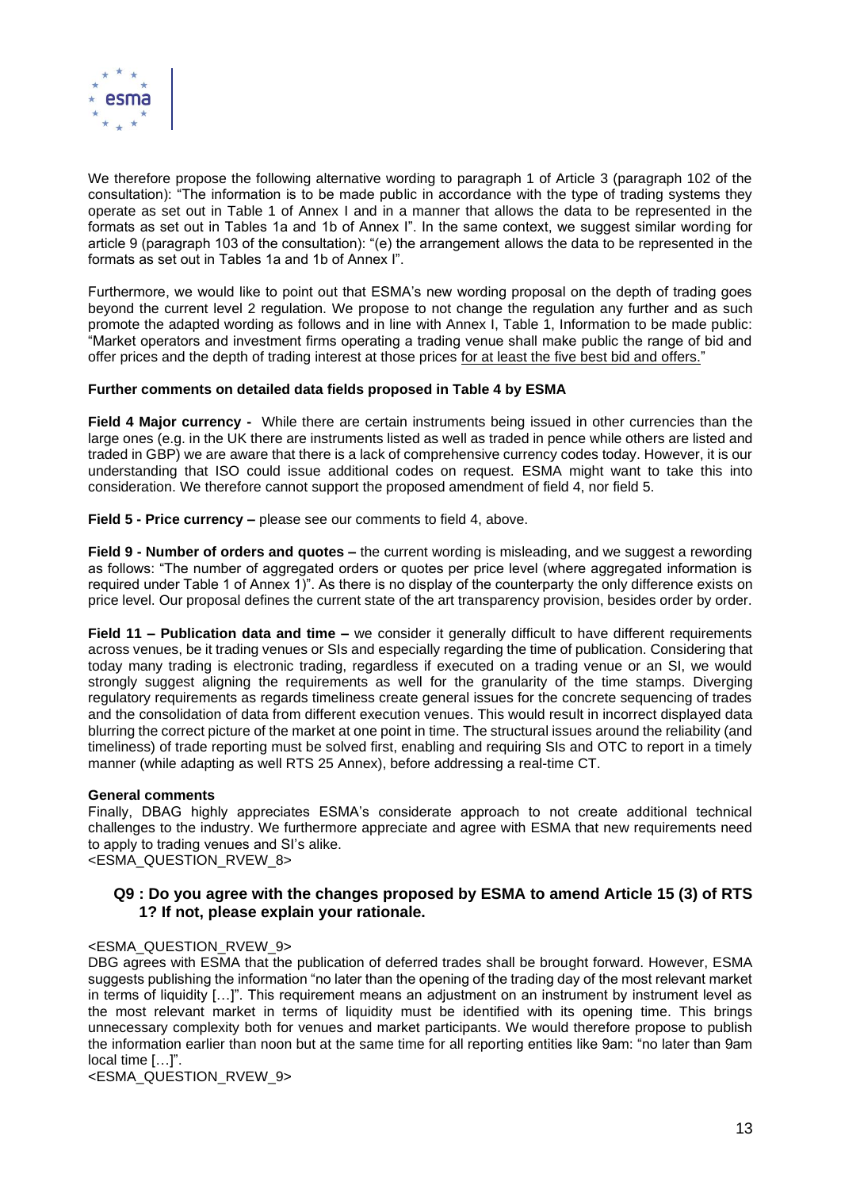We therefore propose the following alternative wording to paragraph 1 of Article 3 (paragraph 102 of the consultation): "The information is to be made public in accordance with the type of trading systems they operate as set out in Table 1 of Annex I and in a manner that allows the data to be represented in the formats as set out in Tables 1a and 1b of Annex I". In the same context, we suggest similar wording for article 9 (paragraph 103 of the consultation): "(e) the arrangement allows the data to be represented in the formats as set out in Tables 1a and 1b of Annex I".

Furthermore, we would like to point out that ESMA's new wording proposal on the depth of trading goes beyond the current level 2 regulation. We propose to not change the regulation any further and as such promote the adapted wording as follows and in line with Annex I, Table 1, Information to be made public: "Market operators and investment firms operating a trading venue shall make public the range of bid and offer prices and the depth of trading interest at those prices for at least the five best bid and offers."

**Further comments on detailed data fields proposed in Table 4 by ESMA**

**Field 4 Major currency -** While there are certain instruments being issued in other currencies than the large ones (e.g. in the UK there are instruments listed as well as traded in pence while others are listed and traded in GBP) we are aware that there is a lack of comprehensive currency codes today. However, it is our understanding that ISO could issue additional codes on request. ESMA might want to take this into consideration. We therefore cannot support the proposed amendment of field 4, nor field 5.

**Field 5 - Price currency –** please see our comments to field 4, above.

**Field 9 - Number of orders and quotes –** the current wording is misleading, and we suggest a rewording as follows: "The number of aggregated orders or quotes per price level (where aggregated information is required under Table 1 of Annex 1)". As there is no display of the counterparty the only difference exists on price level. Our proposal defines the current state of the art transparency provision, besides order by order.

**Field 11 – Publication data and time –** we consider it generally difficult to have different requirements across venues, be it trading venues or SIs and especially regarding the time of publication. Considering that today many trading is electronic trading, regardless if executed on a trading venue or an SI, we would strongly suggest aligning the requirements as well for the granularity of the time stamps. Diverging regulatory requirements as regards timeliness create general issues for the concrete sequencing of trades and the consolidation of data from different execution venues. This would result in incorrect displayed data blurring the correct picture of the market at one point in time. The structural issues around the reliability (and timeliness) of trade reporting must be solved first, enabling and requiring SIs and OTC to report in a timely manner (while adapting as well RTS 25 Annex), before addressing a real-time CT.

**General comments**

Finally, DBAG highly appreciates ESMA's considerate approach to not create additional technical challenges to the industry. We furthermore appreciate and agree with ESMA that new requirements need to apply to trading venues and SI's alike.

<ESMA_QUESTION_RVEW_8>

## Q9 : Do you agree with the changes proposed by ESMA to amend Article 15 (3) of RTS 1? If not, please explain your rationale.

<ESMA_QUESTION_RVEW_9>

DBG agrees with ESMA that the publication of deferred trades shall be brought forward. However, ESMA suggests publishing the information "no later than the opening of the trading day of the most relevant market in terms of liquidity […]". This requirement means an adjustment on an instrument by instrument level as the most relevant market in terms of liquidity must be identified with its opening time. This brings unnecessary complexity both for venues and market participants. We would therefore propose to publish the information earlier than noon but at the same time for all reporting entities like 9am: "no later than 9am local time […]".

<ESMA_QUESTION_RVEW_9>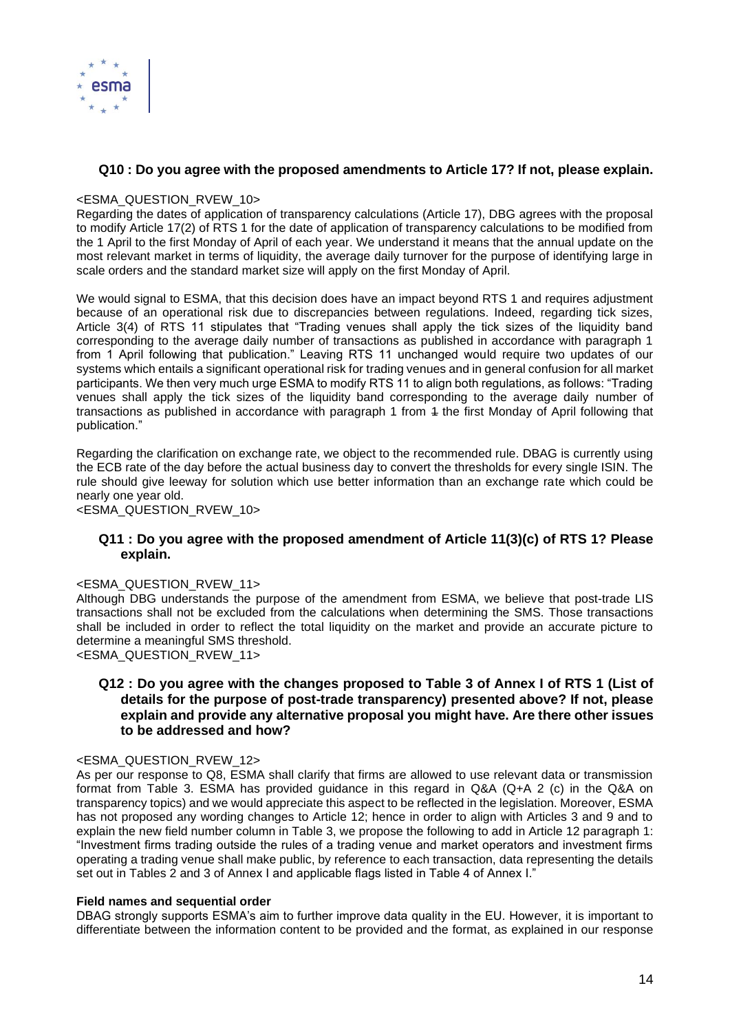## Q10 : Do you agree with the proposed amendments to Article 17? If not, please explain.

<ESMA_QUESTION_RVEW_10>

Regarding the dates of application of transparency calculations (Article 17), DBG agrees with the proposal to modify Article 17(2) of RTS 1 for the date of application of transparency calculations to be modified from the 1 April to the first Monday of April of each year. We understand it means that the annual update on the most relevant market in terms of liquidity, the average daily turnover for the purpose of identifying large in scale orders and the standard market size will apply on the first Monday of April.

We would signal to ESMA, that this decision does have an impact beyond RTS 1 and requires adjustment because of an operational risk due to discrepancies between regulations. Indeed, regarding tick sizes, Article 3(4) of RTS 11 stipulates that "Trading venues shall apply the tick sizes of the liquidity band corresponding to the average daily number of transactions as published in accordance with paragraph 1 from 1 April following that publication." Leaving RTS 11 unchanged would require two updates of our systems which entails a significant operational risk for trading venues and in general confusion for all market participants. We then very much urge ESMA to modify RTS 11 to align both regulations, as follows: "Trading venues shall apply the tick sizes of the liquidity band corresponding to the average daily number of transactions as published in accordance with paragraph 1 from ~~1~~ the first Monday of April following that publication."

Regarding the clarification on exchange rate, we object to the recommended rule. DBAG is currently using the ECB rate of the day before the actual business day to convert the thresholds for every single ISIN. The rule should give leeway for solution which use better information than an exchange rate which could be nearly one year old.

<ESMA_QUESTION_RVEW_10>

## Q11 : Do you agree with the proposed amendment of Article 11(3)(c) of RTS 1? Please explain.

<ESMA_QUESTION_RVEW_11>

Although DBG understands the purpose of the amendment from ESMA, we believe that post-trade LIS transactions shall not be excluded from the calculations when determining the SMS. Those transactions shall be included in order to reflect the total liquidity on the market and provide an accurate picture to determine a meaningful SMS threshold.

<ESMA_QUESTION_RVEW_11>

## Q12 : Do you agree with the changes proposed to Table 3 of Annex I of RTS 1 (List of details for the purpose of post-trade transparency) presented above? If not, please explain and provide any alternative proposal you might have. Are there other issues to be addressed and how?

<ESMA_QUESTION_RVEW_12>

As per our response to Q8, ESMA shall clarify that firms are allowed to use relevant data or transmission format from Table 3. ESMA has provided guidance in this regard in Q&A (Q+A 2 (c) in the Q&A on transparency topics) and we would appreciate this aspect to be reflected in the legislation. Moreover, ESMA has not proposed any wording changes to Article 12; hence in order to align with Articles 3 and 9 and to explain the new field number column in Table 3, we propose the following to add in Article 12 paragraph 1: "Investment firms trading outside the rules of a trading venue and market operators and investment firms operating a trading venue shall make public, by reference to each transaction, data representing the details set out in Tables 2 and 3 of Annex I and applicable flags listed in Table 4 of Annex I."

**Field names and sequential order**

DBAG strongly supports ESMA's aim to further improve data quality in the EU. However, it is important to differentiate between the information content to be provided and the format, as explained in our response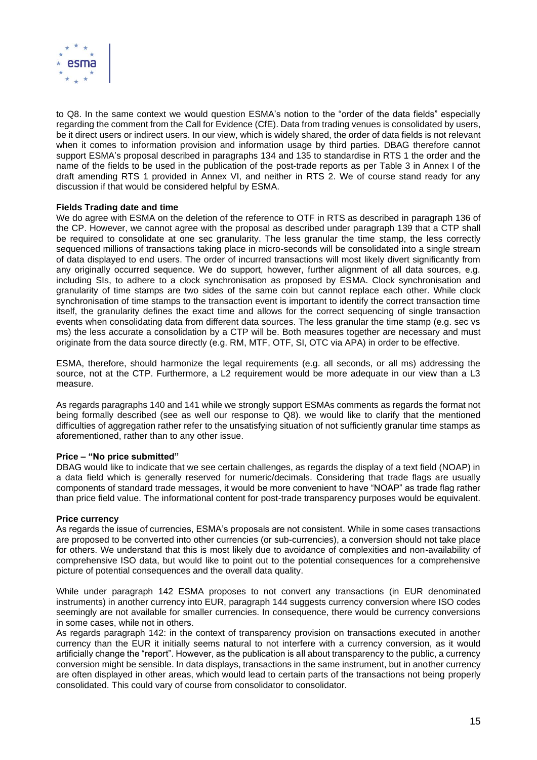to Q8. In the same context we would question ESMA's notion to the "order of the data fields" especially regarding the comment from the Call for Evidence (CfE). Data from trading venues is consolidated by users, be it direct users or indirect users. In our view, which is widely shared, the order of data fields is not relevant when it comes to information provision and information usage by third parties. DBAG therefore cannot support ESMA's proposal described in paragraphs 134 and 135 to standardise in RTS 1 the order and the name of the fields to be used in the publication of the post-trade reports as per Table 3 in Annex I of the draft amending RTS 1 provided in Annex VI, and neither in RTS 2. We of course stand ready for any discussion if that would be considered helpful by ESMA.

**Fields Trading date and time**

We do agree with ESMA on the deletion of the reference to OTF in RTS as described in paragraph 136 of the CP. However, we cannot agree with the proposal as described under paragraph 139 that a CTP shall be required to consolidate at one sec granularity. The less granular the time stamp, the less correctly sequenced millions of transactions taking place in micro-seconds will be consolidated into a single stream of data displayed to end users. The order of incurred transactions will most likely divert significantly from any originally occurred sequence. We do support, however, further alignment of all data sources, e.g. including SIs, to adhere to a clock synchronisation as proposed by ESMA. Clock synchronisation and granularity of time stamps are two sides of the same coin but cannot replace each other. While clock synchronisation of time stamps to the transaction event is important to identify the correct transaction time itself, the granularity defines the exact time and allows for the correct sequencing of single transaction events when consolidating data from different data sources. The less granular the time stamp (e.g. sec vs ms) the less accurate a consolidation by a CTP will be. Both measures together are necessary and must originate from the data source directly (e.g. RM, MTF, OTF, SI, OTC via APA) in order to be effective.

ESMA, therefore, should harmonize the legal requirements (e.g. all seconds, or all ms) addressing the source, not at the CTP. Furthermore, a L2 requirement would be more adequate in our view than a L3 measure.

As regards paragraphs 140 and 141 while we strongly support ESMAs comments as regards the format not being formally described (see as well our response to Q8). we would like to clarify that the mentioned difficulties of aggregation rather refer to the unsatisfying situation of not sufficiently granular time stamps as aforementioned, rather than to any other issue.

**Price – "No price submitted"**

DBAG would like to indicate that we see certain challenges, as regards the display of a text field (NOAP) in a data field which is generally reserved for numeric/decimals. Considering that trade flags are usually components of standard trade messages, it would be more convenient to have "NOAP" as trade flag rather than price field value. The informational content for post-trade transparency purposes would be equivalent.

**Price currency**

As regards the issue of currencies, ESMA's proposals are not consistent. While in some cases transactions are proposed to be converted into other currencies (or sub-currencies), a conversion should not take place for others. We understand that this is most likely due to avoidance of complexities and non-availability of comprehensive ISO data, but would like to point out to the potential consequences for a comprehensive picture of potential consequences and the overall data quality.

While under paragraph 142 ESMA proposes to not convert any transactions (in EUR denominated instruments) in another currency into EUR, paragraph 144 suggests currency conversion where ISO codes seemingly are not available for smaller currencies. In consequence, there would be currency conversions in some cases, while not in others.

As regards paragraph 142: in the context of transparency provision on transactions executed in another currency than the EUR it initially seems natural to not interfere with a currency conversion, as it would artificially change the "report". However, as the publication is all about transparency to the public, a currency conversion might be sensible. In data displays, transactions in the same instrument, but in another currency are often displayed in other areas, which would lead to certain parts of the transactions not being properly consolidated. This could vary of course from consolidator to consolidator.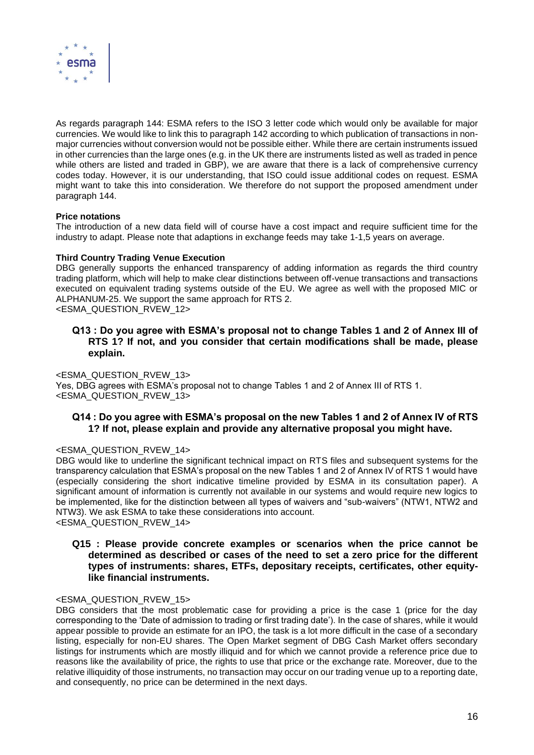As regards paragraph 144: ESMA refers to the ISO 3 letter code which would only be available for major currencies. We would like to link this to paragraph 142 according to which publication of transactions in non-major currencies without conversion would not be possible either. While there are certain instruments issued in other currencies than the large ones (e.g. in the UK there are instruments listed as well as traded in pence while others are listed and traded in GBP), we are aware that there is a lack of comprehensive currency codes today. However, it is our understanding, that ISO could issue additional codes on request. ESMA might want to take this into consideration. We therefore do not support the proposed amendment under paragraph 144.

**Price notations**

The introduction of a new data field will of course have a cost impact and require sufficient time for the industry to adapt. Please note that adaptions in exchange feeds may take 1-1,5 years on average.

**Third Country Trading Venue Execution**

DBG generally supports the enhanced transparency of adding information as regards the third country trading platform, which will help to make clear distinctions between off-venue transactions and transactions executed on equivalent trading systems outside of the EU. We agree as well with the proposed MIC or ALPHANUM-25. We support the same approach for RTS 2.

<ESMA_QUESTION_RVEW_12>

### Q13 : Do you agree with ESMA's proposal not to change Tables 1 and 2 of Annex III of RTS 1? If not, and you consider that certain modifications shall be made, please explain.

<ESMA_QUESTION_RVEW_13>

Yes, DBG agrees with ESMA's proposal not to change Tables 1 and 2 of Annex III of RTS 1.

<ESMA_QUESTION_RVEW_13>

### Q14 : Do you agree with ESMA's proposal on the new Tables 1 and 2 of Annex IV of RTS 1? If not, please explain and provide any alternative proposal you might have.

<ESMA_QUESTION_RVEW_14>

DBG would like to underline the significant technical impact on RTS files and subsequent systems for the transparency calculation that ESMA's proposal on the new Tables 1 and 2 of Annex IV of RTS 1 would have (especially considering the short indicative timeline provided by ESMA in its consultation paper). A significant amount of information is currently not available in our systems and would require new logics to be implemented, like for the distinction between all types of waivers and "sub-waivers" (NTW1, NTW2 and NTW3). We ask ESMA to take these considerations into account.

<ESMA_QUESTION_RVEW_14>

### Q15 : Please provide concrete examples or scenarios when the price cannot be determined as described or cases of the need to set a zero price for the different types of instruments: shares, ETFs, depositary receipts, certificates, other equity-like financial instruments.

<ESMA_QUESTION_RVEW_15>

DBG considers that the most problematic case for providing a price is the case 1 (price for the day corresponding to the 'Date of admission to trading or first trading date'). In the case of shares, while it would appear possible to provide an estimate for an IPO, the task is a lot more difficult in the case of a secondary listing, especially for non-EU shares. The Open Market segment of DBG Cash Market offers secondary listings for instruments which are mostly illiquid and for which we cannot provide a reference price due to reasons like the availability of price, the rights to use that price or the exchange rate. Moreover, due to the relative illiquidity of those instruments, no transaction may occur on our trading venue up to a reporting date, and consequently, no price can be determined in the next days.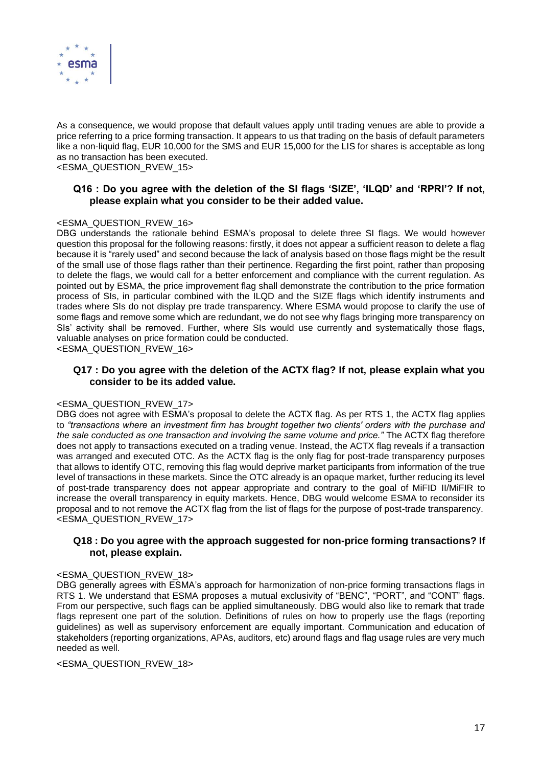As a consequence, we would propose that default values apply until trading venues are able to provide a price referring to a price forming transaction. It appears to us that trading on the basis of default parameters like a non-liquid flag, EUR 10,000 for the SMS and EUR 15,000 for the LIS for shares is acceptable as long as no transaction has been executed.
<ESMA_QUESTION_RVEW_15>

### Q16 : Do you agree with the deletion of the SI flags 'SIZE', 'ILQD' and 'RPRI'? If not, please explain what you consider to be their added value.

<ESMA_QUESTION_RVEW_16>
DBG understands the rationale behind ESMA's proposal to delete three SI flags. We would however question this proposal for the following reasons: firstly, it does not appear a sufficient reason to delete a flag because it is "rarely used" and second because the lack of analysis based on those flags might be the result of the small use of those flags rather than their pertinence. Regarding the first point, rather than proposing to delete the flags, we would call for a better enforcement and compliance with the current regulation. As pointed out by ESMA, the price improvement flag shall demonstrate the contribution to the price formation process of SIs, in particular combined with the ILQD and the SIZE flags which identify instruments and trades where SIs do not display pre trade transparency. Where ESMA would propose to clarify the use of some flags and remove some which are redundant, we do not see why flags bringing more transparency on SIs' activity shall be removed. Further, where SIs would use currently and systematically those flags, valuable analyses on price formation could be conducted.
<ESMA_QUESTION_RVEW_16>

### Q17 : Do you agree with the deletion of the ACTX flag? If not, please explain what you consider to be its added value.

<ESMA_QUESTION_RVEW_17>
DBG does not agree with ESMA's proposal to delete the ACTX flag. As per RTS 1, the ACTX flag applies to *"transactions where an investment firm has brought together two clients' orders with the purchase and the sale conducted as one transaction and involving the same volume and price."* The ACTX flag therefore does not apply to transactions executed on a trading venue. Instead, the ACTX flag reveals if a transaction was arranged and executed OTC. As the ACTX flag is the only flag for post-trade transparency purposes that allows to identify OTC, removing this flag would deprive market participants from information of the true level of transactions in these markets. Since the OTC already is an opaque market, further reducing its level of post-trade transparency does not appear appropriate and contrary to the goal of MiFID II/MiFIR to increase the overall transparency in equity markets. Hence, DBG would welcome ESMA to reconsider its proposal and to not remove the ACTX flag from the list of flags for the purpose of post-trade transparency.
<ESMA_QUESTION_RVEW_17>

### Q18 : Do you agree with the approach suggested for non-price forming transactions? If not, please explain.

<ESMA_QUESTION_RVEW_18>
DBG generally agrees with ESMA's approach for harmonization of non-price forming transactions flags in RTS 1. We understand that ESMA proposes a mutual exclusivity of "BENC", "PORT", and "CONT" flags. From our perspective, such flags can be applied simultaneously. DBG would also like to remark that trade flags represent one part of the solution. Definitions of rules on how to properly use the flags (reporting guidelines) as well as supervisory enforcement are equally important. Communication and education of stakeholders (reporting organizations, APAs, auditors, etc) around flags and flag usage rules are very much needed as well.

<ESMA_QUESTION_RVEW_18>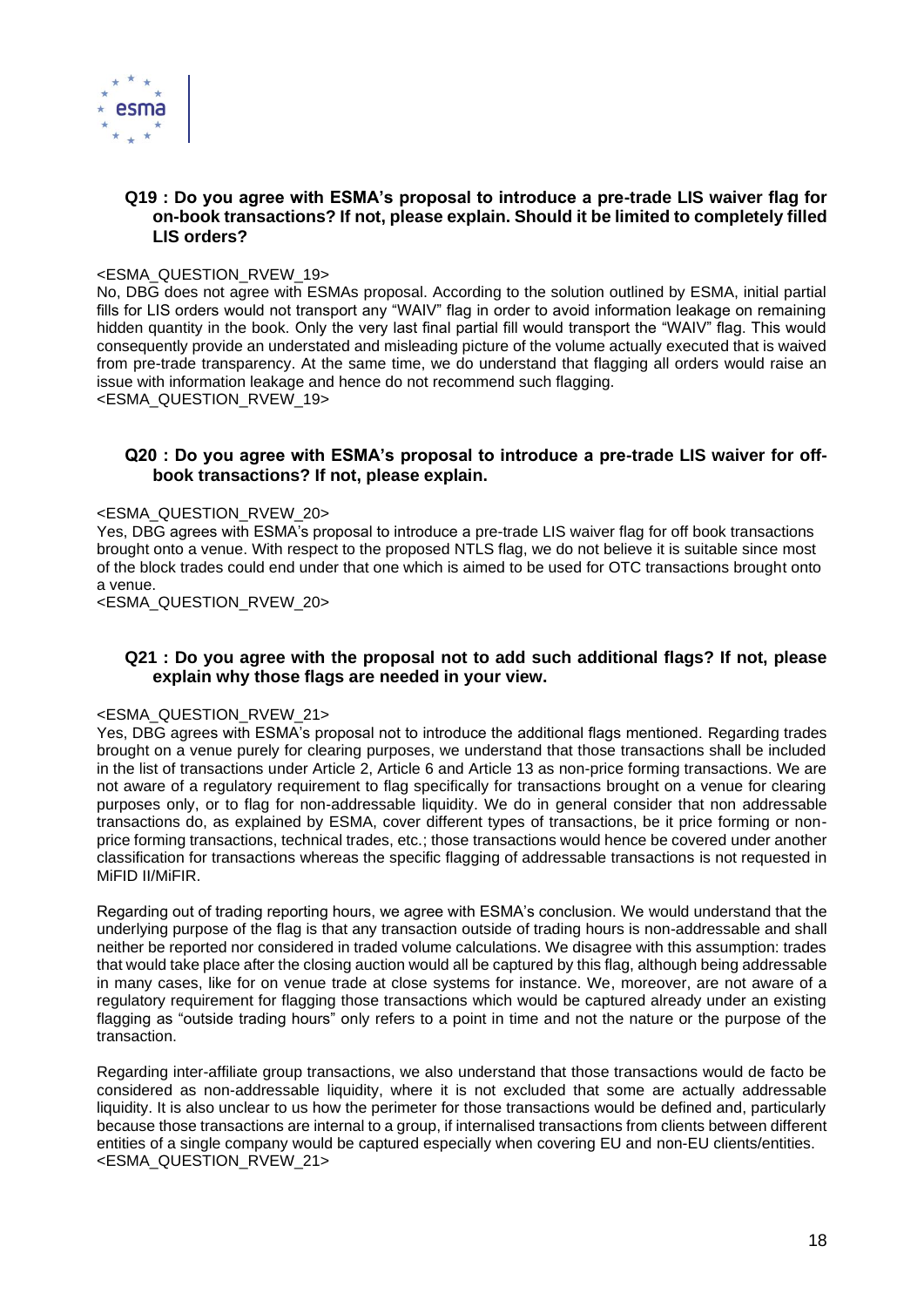### Q19 : Do you agree with ESMA's proposal to introduce a pre-trade LIS waiver flag for on-book transactions? If not, please explain. Should it be limited to completely filled LIS orders?

<ESMA_QUESTION_RVEW_19>

No, DBG does not agree with ESMAs proposal. According to the solution outlined by ESMA, initial partial fills for LIS orders would not transport any "WAIV" flag in order to avoid information leakage on remaining hidden quantity in the book. Only the very last final partial fill would transport the "WAIV" flag. This would consequently provide an understated and misleading picture of the volume actually executed that is waived from pre-trade transparency. At the same time, we do understand that flagging all orders would raise an issue with information leakage and hence do not recommend such flagging.

<ESMA_QUESTION_RVEW_19>

### Q20 : Do you agree with ESMA's proposal to introduce a pre-trade LIS waiver for off-book transactions? If not, please explain.

<ESMA_QUESTION_RVEW_20>

Yes, DBG agrees with ESMA's proposal to introduce a pre-trade LIS waiver flag for off book transactions brought onto a venue. With respect to the proposed NTLS flag, we do not believe it is suitable since most of the block trades could end under that one which is aimed to be used for OTC transactions brought onto a venue.

<ESMA_QUESTION_RVEW_20>

### Q21 : Do you agree with the proposal not to add such additional flags? If not, please explain why those flags are needed in your view.

<ESMA_QUESTION_RVEW_21>

Yes, DBG agrees with ESMA's proposal not to introduce the additional flags mentioned. Regarding trades brought on a venue purely for clearing purposes, we understand that those transactions shall be included in the list of transactions under Article 2, Article 6 and Article 13 as non-price forming transactions. We are not aware of a regulatory requirement to flag specifically for transactions brought on a venue for clearing purposes only, or to flag for non-addressable liquidity. We do in general consider that non addressable transactions do, as explained by ESMA, cover different types of transactions, be it price forming or non-price forming transactions, technical trades, etc.; those transactions would hence be covered under another classification for transactions whereas the specific flagging of addressable transactions is not requested in MiFID II/MiFIR.

Regarding out of trading reporting hours, we agree with ESMA's conclusion. We would understand that the underlying purpose of the flag is that any transaction outside of trading hours is non-addressable and shall neither be reported nor considered in traded volume calculations. We disagree with this assumption: trades that would take place after the closing auction would all be captured by this flag, although being addressable in many cases, like for on venue trade at close systems for instance. We, moreover, are not aware of a regulatory requirement for flagging those transactions which would be captured already under an existing flagging as "outside trading hours" only refers to a point in time and not the nature or the purpose of the transaction.

Regarding inter-affiliate group transactions, we also understand that those transactions would de facto be considered as non-addressable liquidity, where it is not excluded that some are actually addressable liquidity. It is also unclear to us how the perimeter for those transactions would be defined and, particularly because those transactions are internal to a group, if internalised transactions from clients between different entities of a single company would be captured especially when covering EU and non-EU clients/entities.

<ESMA_QUESTION_RVEW_21>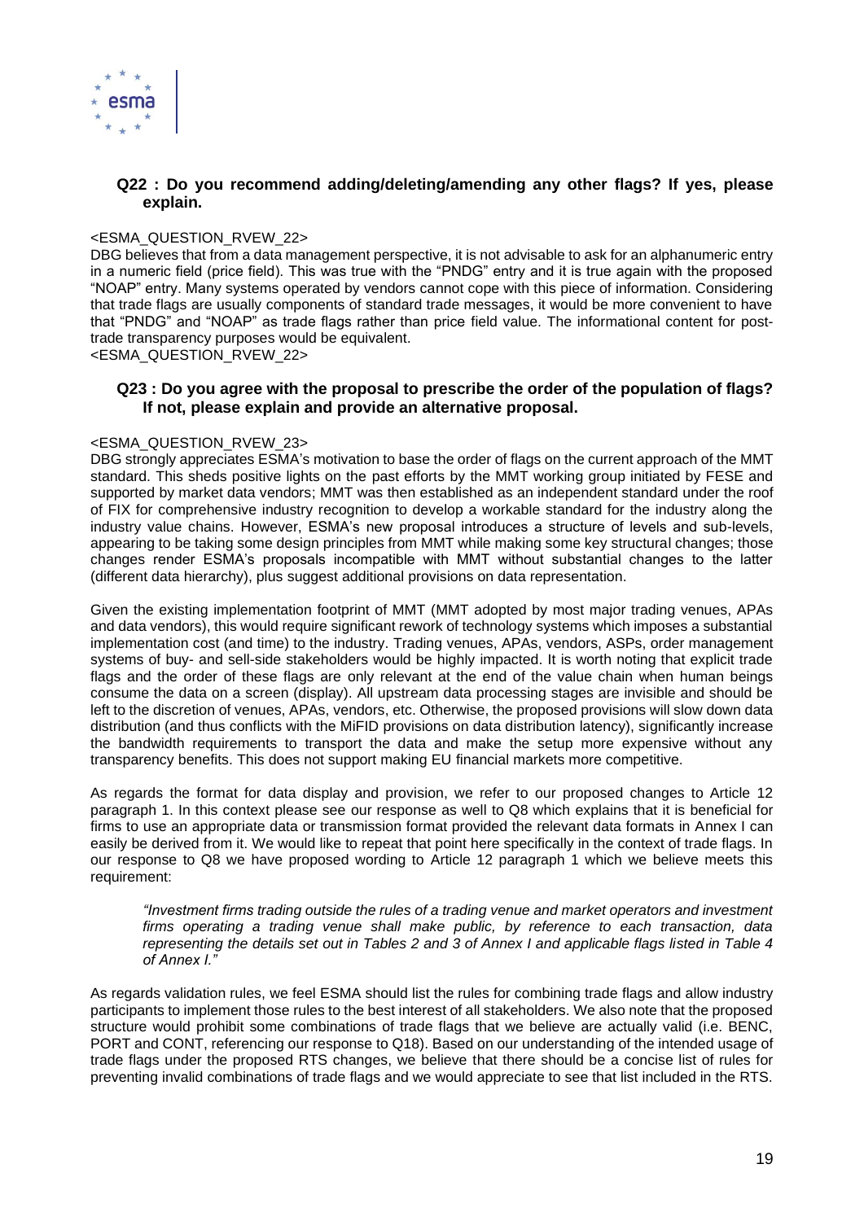### Q22 : Do you recommend adding/deleting/amending any other flags? If yes, please explain.

<ESMA_QUESTION_RVEW_22>
DBG believes that from a data management perspective, it is not advisable to ask for an alphanumeric entry in a numeric field (price field). This was true with the "PNDG" entry and it is true again with the proposed "NOAP" entry. Many systems operated by vendors cannot cope with this piece of information. Considering that trade flags are usually components of standard trade messages, it would be more convenient to have that "PNDG" and "NOAP" as trade flags rather than price field value. The informational content for post-trade transparency purposes would be equivalent.
<ESMA_QUESTION_RVEW_22>

### Q23 : Do you agree with the proposal to prescribe the order of the population of flags? If not, please explain and provide an alternative proposal.

<ESMA_QUESTION_RVEW_23>
DBG strongly appreciates ESMA's motivation to base the order of flags on the current approach of the MMT standard. This sheds positive lights on the past efforts by the MMT working group initiated by FESE and supported by market data vendors; MMT was then established as an independent standard under the roof of FIX for comprehensive industry recognition to develop a workable standard for the industry along the industry value chains. However, ESMA's new proposal introduces a structure of levels and sub-levels, appearing to be taking some design principles from MMT while making some key structural changes; those changes render ESMA's proposals incompatible with MMT without substantial changes to the latter (different data hierarchy), plus suggest additional provisions on data representation.

Given the existing implementation footprint of MMT (MMT adopted by most major trading venues, APAs and data vendors), this would require significant rework of technology systems which imposes a substantial implementation cost (and time) to the industry. Trading venues, APAs, vendors, ASPs, order management systems of buy- and sell-side stakeholders would be highly impacted. It is worth noting that explicit trade flags and the order of these flags are only relevant at the end of the value chain when human beings consume the data on a screen (display). All upstream data processing stages are invisible and should be left to the discretion of venues, APAs, vendors, etc. Otherwise, the proposed provisions will slow down data distribution (and thus conflicts with the MiFID provisions on data distribution latency), significantly increase the bandwidth requirements to transport the data and make the setup more expensive without any transparency benefits. This does not support making EU financial markets more competitive.

As regards the format for data display and provision, we refer to our proposed changes to Article 12 paragraph 1. In this context please see our response as well to Q8 which explains that it is beneficial for firms to use an appropriate data or transmission format provided the relevant data formats in Annex I can easily be derived from it. We would like to repeat that point here specifically in the context of trade flags. In our response to Q8 we have proposed wording to Article 12 paragraph 1 which we believe meets this requirement:

> *"Investment firms trading outside the rules of a trading venue and market operators and investment firms operating a trading venue shall make public, by reference to each transaction, data representing the details set out in Tables 2 and 3 of Annex I and applicable flags listed in Table 4 of Annex I."*

As regards validation rules, we feel ESMA should list the rules for combining trade flags and allow industry participants to implement those rules to the best interest of all stakeholders. We also note that the proposed structure would prohibit some combinations of trade flags that we believe are actually valid (i.e. BENC, PORT and CONT, referencing our response to Q18). Based on our understanding of the intended usage of trade flags under the proposed RTS changes, we believe that there should be a concise list of rules for preventing invalid combinations of trade flags and we would appreciate to see that list included in the RTS.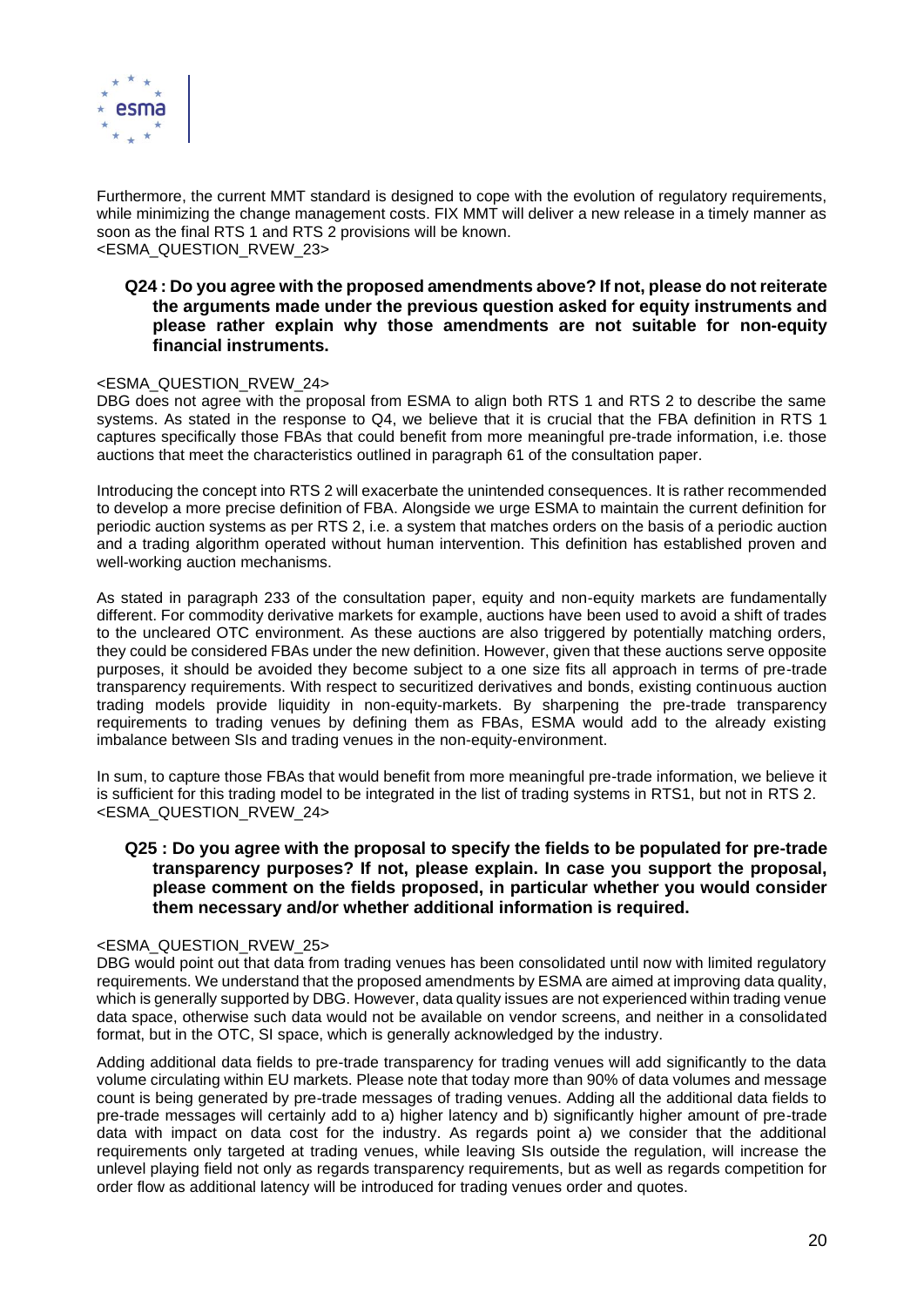Furthermore, the current MMT standard is designed to cope with the evolution of regulatory requirements, while minimizing the change management costs. FIX MMT will deliver a new release in a timely manner as soon as the final RTS 1 and RTS 2 provisions will be known.
<ESMA_QUESTION_RVEW_23>

### Q24 : Do you agree with the proposed amendments above? If not, please do not reiterate the arguments made under the previous question asked for equity instruments and please rather explain why those amendments are not suitable for non-equity financial instruments.

<ESMA_QUESTION_RVEW_24>
DBG does not agree with the proposal from ESMA to align both RTS 1 and RTS 2 to describe the same systems. As stated in the response to Q4, we believe that it is crucial that the FBA definition in RTS 1 captures specifically those FBAs that could benefit from more meaningful pre-trade information, i.e. those auctions that meet the characteristics outlined in paragraph 61 of the consultation paper.

Introducing the concept into RTS 2 will exacerbate the unintended consequences. It is rather recommended to develop a more precise definition of FBA. Alongside we urge ESMA to maintain the current definition for periodic auction systems as per RTS 2, i.e. a system that matches orders on the basis of a periodic auction and a trading algorithm operated without human intervention. This definition has established proven and well-working auction mechanisms.

As stated in paragraph 233 of the consultation paper, equity and non-equity markets are fundamentally different. For commodity derivative markets for example, auctions have been used to avoid a shift of trades to the uncleared OTC environment. As these auctions are also triggered by potentially matching orders, they could be considered FBAs under the new definition. However, given that these auctions serve opposite purposes, it should be avoided they become subject to a one size fits all approach in terms of pre-trade transparency requirements. With respect to securitized derivatives and bonds, existing continuous auction trading models provide liquidity in non-equity-markets. By sharpening the pre-trade transparency requirements to trading venues by defining them as FBAs, ESMA would add to the already existing imbalance between SIs and trading venues in the non-equity-environment.

In sum, to capture those FBAs that would benefit from more meaningful pre-trade information, we believe it is sufficient for this trading model to be integrated in the list of trading systems in RTS1, but not in RTS 2.
<ESMA_QUESTION_RVEW_24>

### Q25 : Do you agree with the proposal to specify the fields to be populated for pre-trade transparency purposes? If not, please explain. In case you support the proposal, please comment on the fields proposed, in particular whether you would consider them necessary and/or whether additional information is required.

<ESMA_QUESTION_RVEW_25>
DBG would point out that data from trading venues has been consolidated until now with limited regulatory requirements. We understand that the proposed amendments by ESMA are aimed at improving data quality, which is generally supported by DBG. However, data quality issues are not experienced within trading venue data space, otherwise such data would not be available on vendor screens, and neither in a consolidated format, but in the OTC, SI space, which is generally acknowledged by the industry.

Adding additional data fields to pre-trade transparency for trading venues will add significantly to the data volume circulating within EU markets. Please note that today more than 90% of data volumes and message count is being generated by pre-trade messages of trading venues. Adding all the additional data fields to pre-trade messages will certainly add to a) higher latency and b) significantly higher amount of pre-trade data with impact on data cost for the industry. As regards point a) we consider that the additional requirements only targeted at trading venues, while leaving SIs outside the regulation, will increase the unlevel playing field not only as regards transparency requirements, but as well as regards competition for order flow as additional latency will be introduced for trading venues order and quotes.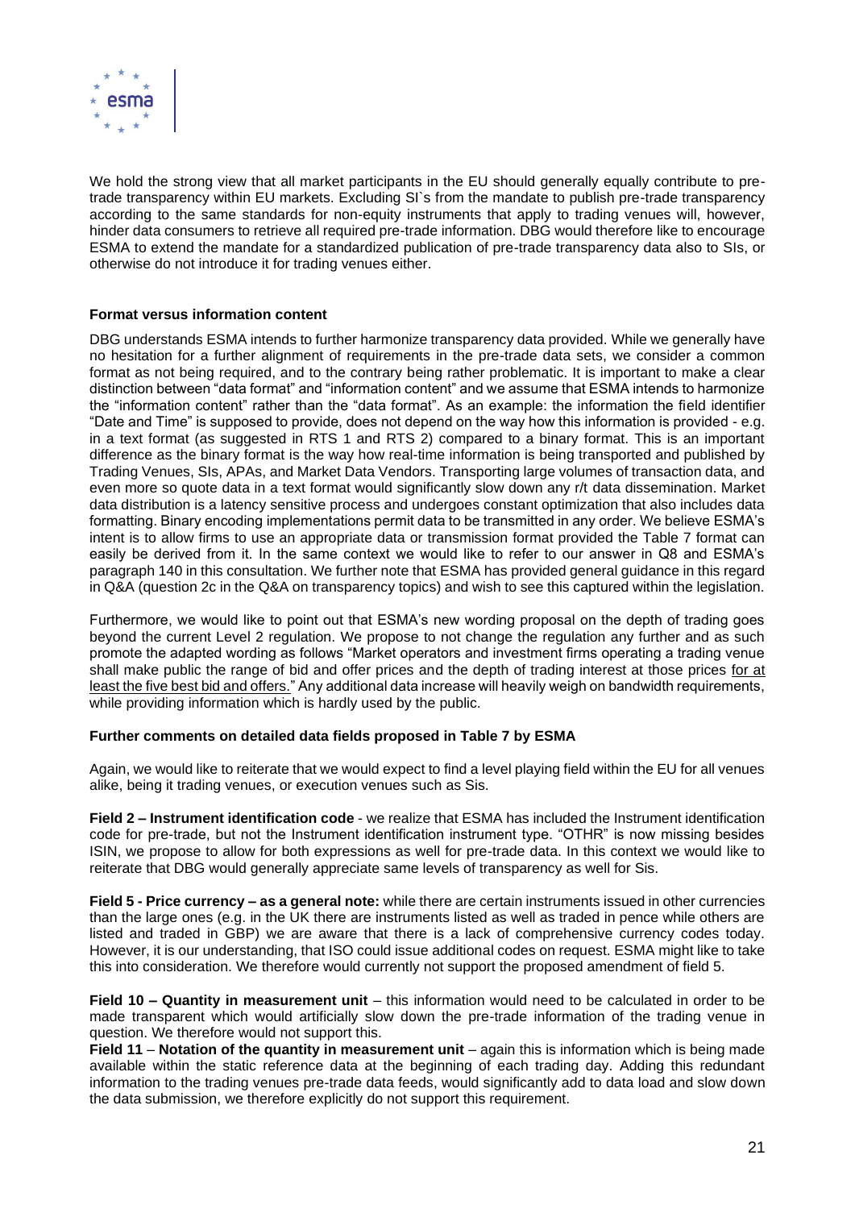We hold the strong view that all market participants in the EU should generally equally contribute to pre-trade transparency within EU markets. Excluding SI`s from the mandate to publish pre-trade transparency according to the same standards for non-equity instruments that apply to trading venues will, however, hinder data consumers to retrieve all required pre-trade information. DBG would therefore like to encourage ESMA to extend the mandate for a standardized publication of pre-trade transparency data also to SIs, or otherwise do not introduce it for trading venues either.

**Format versus information content**

DBG understands ESMA intends to further harmonize transparency data provided. While we generally have no hesitation for a further alignment of requirements in the pre-trade data sets, we consider a common format as not being required, and to the contrary being rather problematic. It is important to make a clear distinction between "data format" and "information content" and we assume that ESMA intends to harmonize the "information content" rather than the "data format". As an example: the information the field identifier "Date and Time" is supposed to provide, does not depend on the way how this information is provided - e.g. in a text format (as suggested in RTS 1 and RTS 2) compared to a binary format. This is an important difference as the binary format is the way how real-time information is being transported and published by Trading Venues, SIs, APAs, and Market Data Vendors. Transporting large volumes of transaction data, and even more so quote data in a text format would significantly slow down any r/t data dissemination. Market data distribution is a latency sensitive process and undergoes constant optimization that also includes data formatting. Binary encoding implementations permit data to be transmitted in any order. We believe ESMA's intent is to allow firms to use an appropriate data or transmission format provided the Table 7 format can easily be derived from it. In the same context we would like to refer to our answer in Q8 and ESMA's paragraph 140 in this consultation. We further note that ESMA has provided general guidance in this regard in Q&A (question 2c in the Q&A on transparency topics) and wish to see this captured within the legislation.

Furthermore, we would like to point out that ESMA's new wording proposal on the depth of trading goes beyond the current Level 2 regulation. We propose to not change the regulation any further and as such promote the adapted wording as follows "Market operators and investment firms operating a trading venue shall make public the range of bid and offer prices and the depth of trading interest at those prices <u>for at least the five best bid and offers.</u>" Any additional data increase will heavily weigh on bandwidth requirements, while providing information which is hardly used by the public.

**Further comments on detailed data fields proposed in Table 7 by ESMA**

Again, we would like to reiterate that we would expect to find a level playing field within the EU for all venues alike, being it trading venues, or execution venues such as Sis.

**Field 2 – Instrument identification code** - we realize that ESMA has included the Instrument identification code for pre-trade, but not the Instrument identification instrument type. "OTHR" is now missing besides ISIN, we propose to allow for both expressions as well for pre-trade data. In this context we would like to reiterate that DBG would generally appreciate same levels of transparency as well for Sis.

**Field 5 - Price currency – as a general note:** while there are certain instruments issued in other currencies than the large ones (e.g. in the UK there are instruments listed as well as traded in pence while others are listed and traded in GBP) we are aware that there is a lack of comprehensive currency codes today. However, it is our understanding, that ISO could issue additional codes on request. ESMA might like to take this into consideration. We therefore would currently not support the proposed amendment of field 5.

**Field 10 – Quantity in measurement unit** – this information would need to be calculated in order to be made transparent which would artificially slow down the pre-trade information of the trading venue in question. We therefore would not support this.

**Field 11** – **Notation of the quantity in measurement unit** – again this is information which is being made available within the static reference data at the beginning of each trading day. Adding this redundant information to the trading venues pre-trade data feeds, would significantly add to data load and slow down the data submission, we therefore explicitly do not support this requirement.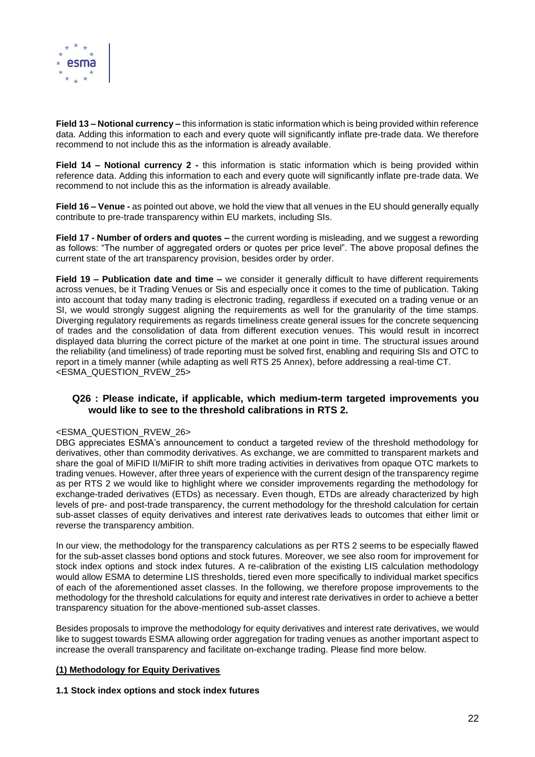**Field 13 – Notional currency –** this information is static information which is being provided within reference data. Adding this information to each and every quote will significantly inflate pre-trade data. We therefore recommend to not include this as the information is already available.

**Field 14 – Notional currency 2 -** this information is static information which is being provided within reference data. Adding this information to each and every quote will significantly inflate pre-trade data. We recommend to not include this as the information is already available.

**Field 16 – Venue -** as pointed out above, we hold the view that all venues in the EU should generally equally contribute to pre-trade transparency within EU markets, including SIs.

**Field 17 - Number of orders and quotes –** the current wording is misleading, and we suggest a rewording as follows: "The number of aggregated orders or quotes per price level". The above proposal defines the current state of the art transparency provision, besides order by order.

**Field 19 – Publication date and time –** we consider it generally difficult to have different requirements across venues, be it Trading Venues or Sis and especially once it comes to the time of publication. Taking into account that today many trading is electronic trading, regardless if executed on a trading venue or an SI, we would strongly suggest aligning the requirements as well for the granularity of the time stamps. Diverging regulatory requirements as regards timeliness create general issues for the concrete sequencing of trades and the consolidation of data from different execution venues. This would result in incorrect displayed data blurring the correct picture of the market at one point in time. The structural issues around the reliability (and timeliness) of trade reporting must be solved first, enabling and requiring SIs and OTC to report in a timely manner (while adapting as well RTS 25 Annex), before addressing a real-time CT.
<ESMA_QUESTION_RVEW_25>

## Q26 : Please indicate, if applicable, which medium-term targeted improvements you would like to see to the threshold calibrations in RTS 2.

<ESMA_QUESTION_RVEW_26>
DBG appreciates ESMA's announcement to conduct a targeted review of the threshold methodology for derivatives, other than commodity derivatives. As exchange, we are committed to transparent markets and share the goal of MiFID II/MiFIR to shift more trading activities in derivatives from opaque OTC markets to trading venues. However, after three years of experience with the current design of the transparency regime as per RTS 2 we would like to highlight where we consider improvements regarding the methodology for exchange-traded derivatives (ETDs) as necessary. Even though, ETDs are already characterized by high levels of pre- and post-trade transparency, the current methodology for the threshold calculation for certain sub-asset classes of equity derivatives and interest rate derivatives leads to outcomes that either limit or reverse the transparency ambition.

In our view, the methodology for the transparency calculations as per RTS 2 seems to be especially flawed for the sub-asset classes bond options and stock futures. Moreover, we see also room for improvement for stock index options and stock index futures. A re-calibration of the existing LIS calculation methodology would allow ESMA to determine LIS thresholds, tiered even more specifically to individual market specifics of each of the aforementioned asset classes. In the following, we therefore propose improvements to the methodology for the threshold calculations for equity and interest rate derivatives in order to achieve a better transparency situation for the above-mentioned sub-asset classes.

Besides proposals to improve the methodology for equity derivatives and interest rate derivatives, we would like to suggest towards ESMA allowing order aggregation for trading venues as another important aspect to increase the overall transparency and facilitate on-exchange trading. Please find more below.

**(1) Methodology for Equity Derivatives**

**1.1 Stock index options and stock index futures**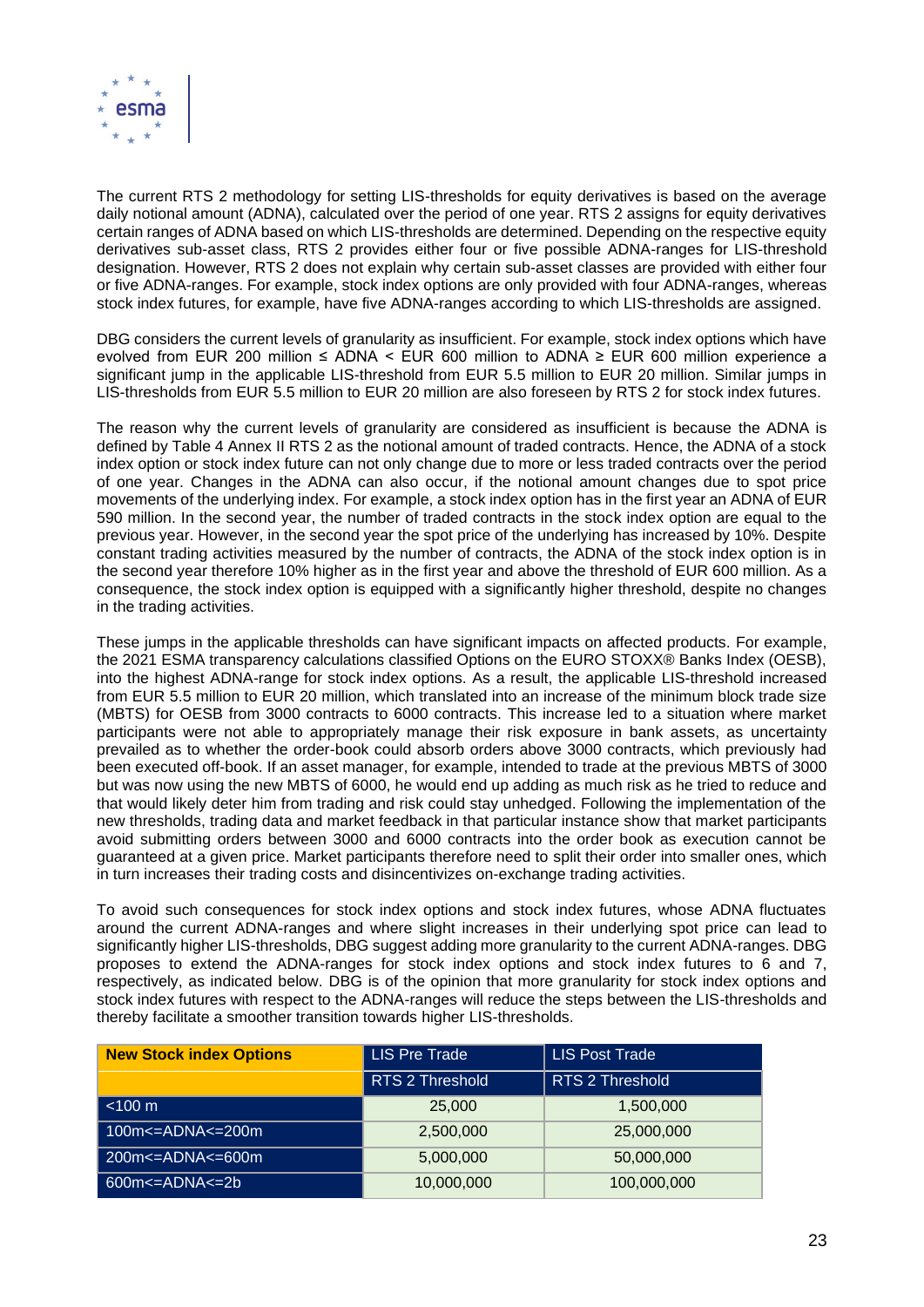The current RTS 2 methodology for setting LIS-thresholds for equity derivatives is based on the average daily notional amount (ADNA), calculated over the period of one year. RTS 2 assigns for equity derivatives certain ranges of ADNA based on which LIS-thresholds are determined. Depending on the respective equity derivatives sub-asset class, RTS 2 provides either four or five possible ADNA-ranges for LIS-threshold designation. However, RTS 2 does not explain why certain sub-asset classes are provided with either four or five ADNA-ranges. For example, stock index options are only provided with four ADNA-ranges, whereas stock index futures, for example, have five ADNA-ranges according to which LIS-thresholds are assigned.

DBG considers the current levels of granularity as insufficient. For example, stock index options which have evolved from EUR 200 million ≤ ADNA < EUR 600 million to ADNA ≥ EUR 600 million experience a significant jump in the applicable LIS-threshold from EUR 5.5 million to EUR 20 million. Similar jumps in LIS-thresholds from EUR 5.5 million to EUR 20 million are also foreseen by RTS 2 for stock index futures.

The reason why the current levels of granularity are considered as insufficient is because the ADNA is defined by Table 4 Annex II RTS 2 as the notional amount of traded contracts. Hence, the ADNA of a stock index option or stock index future can not only change due to more or less traded contracts over the period of one year. Changes in the ADNA can also occur, if the notional amount changes due to spot price movements of the underlying index. For example, a stock index option has in the first year an ADNA of EUR 590 million. In the second year, the number of traded contracts in the stock index option are equal to the previous year. However, in the second year the spot price of the underlying has increased by 10%. Despite constant trading activities measured by the number of contracts, the ADNA of the stock index option is in the second year therefore 10% higher as in the first year and above the threshold of EUR 600 million. As a consequence, the stock index option is equipped with a significantly higher threshold, despite no changes in the trading activities.

These jumps in the applicable thresholds can have significant impacts on affected products. For example, the 2021 ESMA transparency calculations classified Options on the EURO STOXX® Banks Index (OESB), into the highest ADNA-range for stock index options. As a result, the applicable LIS-threshold increased from EUR 5.5 million to EUR 20 million, which translated into an increase of the minimum block trade size (MBTS) for OESB from 3000 contracts to 6000 contracts. This increase led to a situation where market participants were not able to appropriately manage their risk exposure in bank assets, as uncertainty prevailed as to whether the order-book could absorb orders above 3000 contracts, which previously had been executed off-book. If an asset manager, for example, intended to trade at the previous MBTS of 3000 but was now using the new MBTS of 6000, he would end up adding as much risk as he tried to reduce and that would likely deter him from trading and risk could stay unhedged. Following the implementation of the new thresholds, trading data and market feedback in that particular instance show that market participants avoid submitting orders between 3000 and 6000 contracts into the order book as execution cannot be guaranteed at a given price. Market participants therefore need to split their order into smaller ones, which in turn increases their trading costs and disincentivizes on-exchange trading activities.

To avoid such consequences for stock index options and stock index futures, whose ADNA fluctuates around the current ADNA-ranges and where slight increases in their underlying spot price can lead to significantly higher LIS-thresholds, DBG suggest adding more granularity to the current ADNA-ranges. DBG proposes to extend the ADNA-ranges for stock index options and stock index futures to 6 and 7, respectively, as indicated below. DBG is of the opinion that more granularity for stock index options and stock index futures with respect to the ADNA-ranges will reduce the steps between the LIS-thresholds and thereby facilitate a smoother transition towards higher LIS-thresholds.

| **New Stock index Options** | LIS Pre Trade | LIS Post Trade |
|---|---|---|
| | RTS 2 Threshold | RTS 2 Threshold |
| <100 m | 25,000 | 1,500,000 |
| 100m<=ADNA<=200m | 2,500,000 | 25,000,000 |
| 200m<=ADNA<=600m | 5,000,000 | 50,000,000 |
| 600m<=ADNA<=2b | 10,000,000 | 100,000,000 |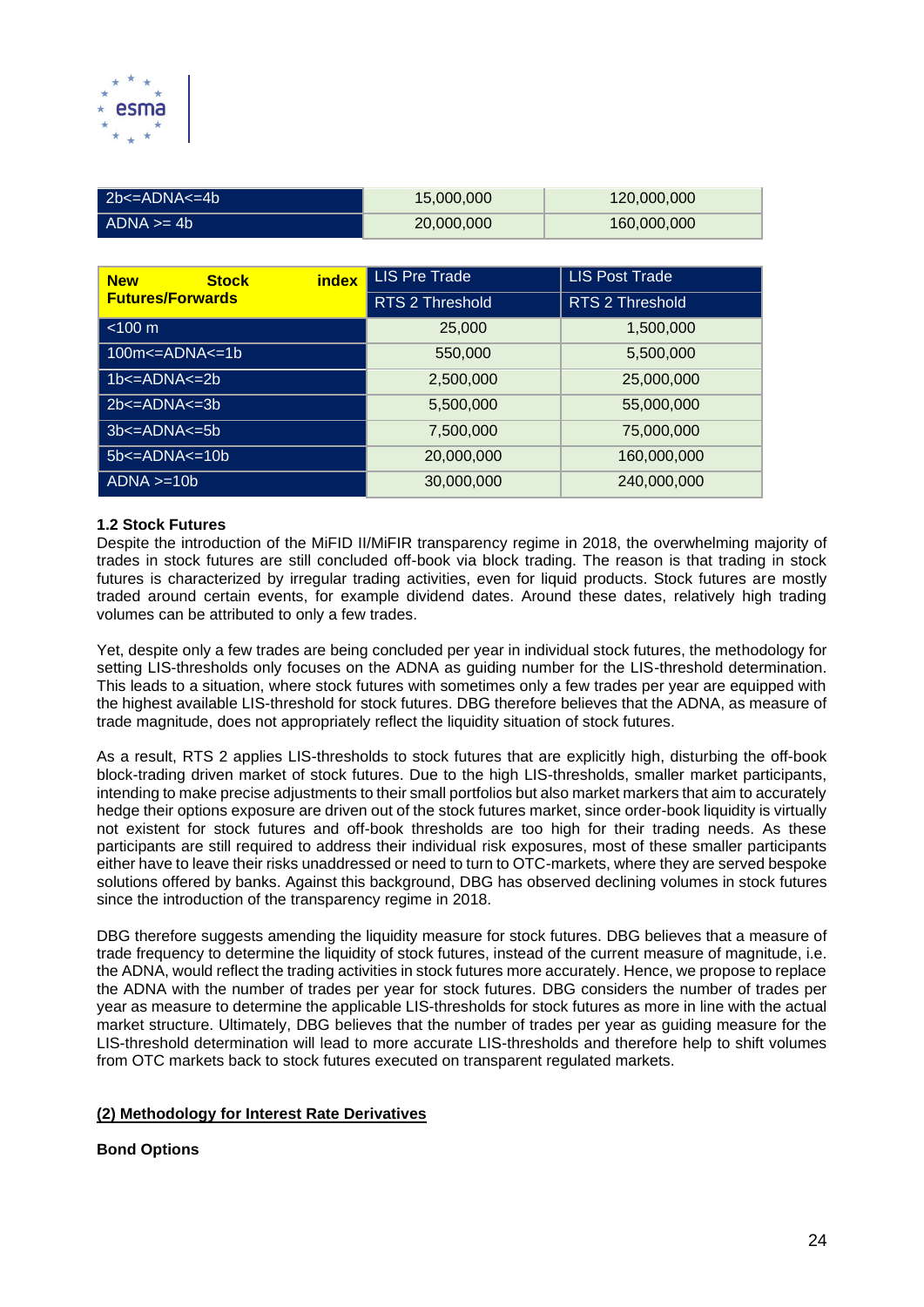| | | |
|---|---|---|
| 2b<=ADNA<=4b | 15,000,000 | 120,000,000 |
| ADNA >= 4b | 20,000,000 | 160,000,000 |

| **New Stock index Futures/Forwards** | LIS Pre Trade | LIS Post Trade |
|---|---|---|
| | RTS 2 Threshold | RTS 2 Threshold |
| <100 m | 25,000 | 1,500,000 |
| 100m<=ADNA<=1b | 550,000 | 5,500,000 |
| 1b<=ADNA<=2b | 2,500,000 | 25,000,000 |
| 2b<=ADNA<=3b | 5,500,000 | 55,000,000 |
| 3b<=ADNA<=5b | 7,500,000 | 75,000,000 |
| 5b<=ADNA<=10b | 20,000,000 | 160,000,000 |
| ADNA >=10b | 30,000,000 | 240,000,000 |

**1.2 Stock Futures**

Despite the introduction of the MiFID II/MiFIR transparency regime in 2018, the overwhelming majority of trades in stock futures are still concluded off-book via block trading. The reason is that trading in stock futures is characterized by irregular trading activities, even for liquid products. Stock futures are mostly traded around certain events, for example dividend dates. Around these dates, relatively high trading volumes can be attributed to only a few trades.

Yet, despite only a few trades are being concluded per year in individual stock futures, the methodology for setting LIS-thresholds only focuses on the ADNA as guiding number for the LIS-threshold determination. This leads to a situation, where stock futures with sometimes only a few trades per year are equipped with the highest available LIS-threshold for stock futures. DBG therefore believes that the ADNA, as measure of trade magnitude, does not appropriately reflect the liquidity situation of stock futures.

As a result, RTS 2 applies LIS-thresholds to stock futures that are explicitly high, disturbing the off-book block-trading driven market of stock futures. Due to the high LIS-thresholds, smaller market participants, intending to make precise adjustments to their small portfolios but also market markers that aim to accurately hedge their options exposure are driven out of the stock futures market, since order-book liquidity is virtually not existent for stock futures and off-book thresholds are too high for their trading needs. As these participants are still required to address their individual risk exposures, most of these smaller participants either have to leave their risks unaddressed or need to turn to OTC-markets, where they are served bespoke solutions offered by banks. Against this background, DBG has observed declining volumes in stock futures since the introduction of the transparency regime in 2018.

DBG therefore suggests amending the liquidity measure for stock futures. DBG believes that a measure of trade frequency to determine the liquidity of stock futures, instead of the current measure of magnitude, i.e. the ADNA, would reflect the trading activities in stock futures more accurately. Hence, we propose to replace the ADNA with the number of trades per year for stock futures. DBG considers the number of trades per year as measure to determine the applicable LIS-thresholds for stock futures as more in line with the actual market structure. Ultimately, DBG believes that the number of trades per year as guiding measure for the LIS-threshold determination will lead to more accurate LIS-thresholds and therefore help to shift volumes from OTC markets back to stock futures executed on transparent regulated markets.

**(2) Methodology for Interest Rate Derivatives**

**Bond Options**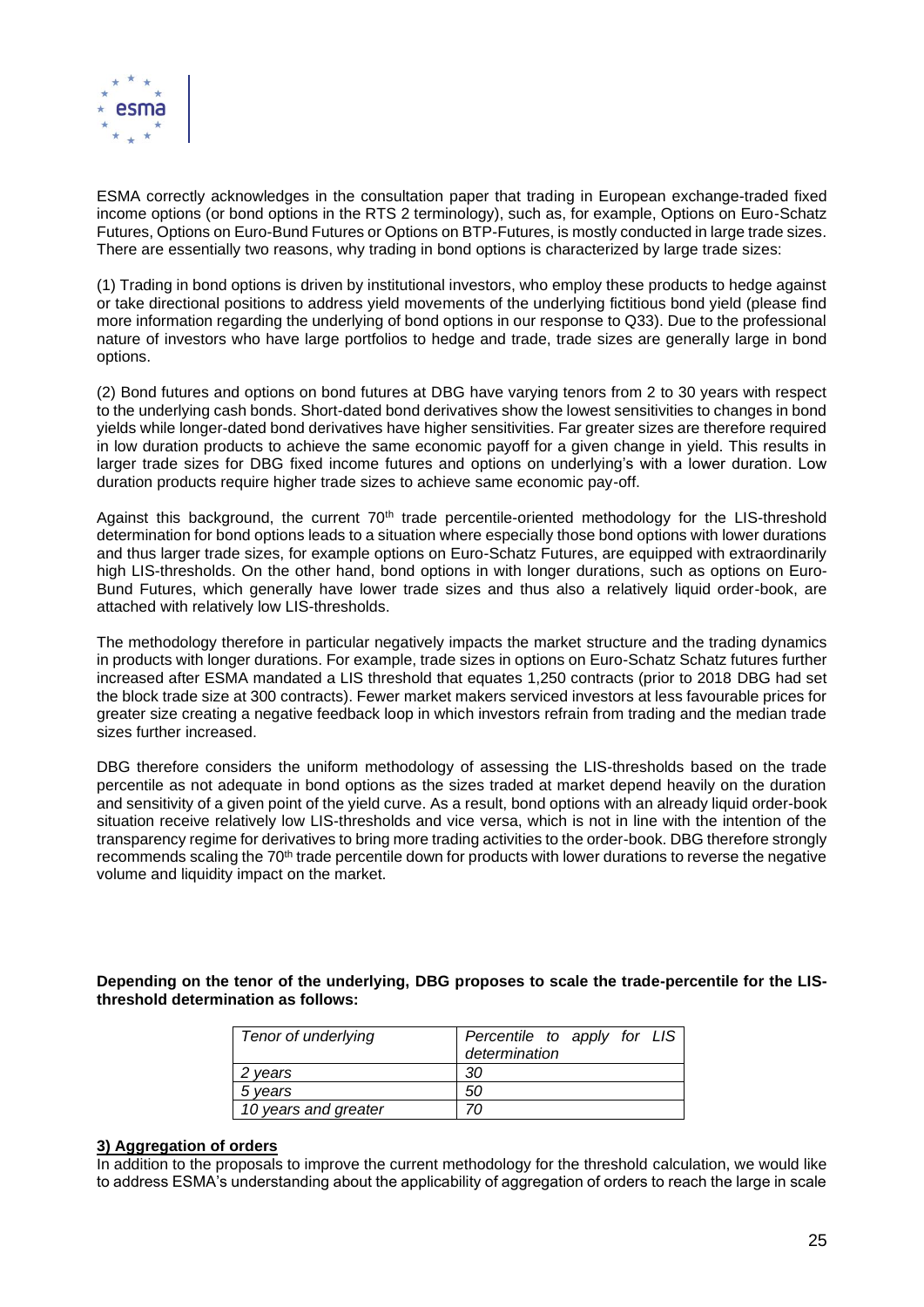ESMA correctly acknowledges in the consultation paper that trading in European exchange-traded fixed income options (or bond options in the RTS 2 terminology), such as, for example, Options on Euro-Schatz Futures, Options on Euro-Bund Futures or Options on BTP-Futures, is mostly conducted in large trade sizes. There are essentially two reasons, why trading in bond options is characterized by large trade sizes:

(1) Trading in bond options is driven by institutional investors, who employ these products to hedge against or take directional positions to address yield movements of the underlying fictitious bond yield (please find more information regarding the underlying of bond options in our response to Q33). Due to the professional nature of investors who have large portfolios to hedge and trade, trade sizes are generally large in bond options.

(2) Bond futures and options on bond futures at DBG have varying tenors from 2 to 30 years with respect to the underlying cash bonds. Short-dated bond derivatives show the lowest sensitivities to changes in bond yields while longer-dated bond derivatives have higher sensitivities. Far greater sizes are therefore required in low duration products to achieve the same economic payoff for a given change in yield. This results in larger trade sizes for DBG fixed income futures and options on underlying's with a lower duration. Low duration products require higher trade sizes to achieve same economic pay-off.

Against this background, the current 70th trade percentile-oriented methodology for the LIS-threshold determination for bond options leads to a situation where especially those bond options with lower durations and thus larger trade sizes, for example options on Euro-Schatz Futures, are equipped with extraordinarily high LIS-thresholds. On the other hand, bond options in with longer durations, such as options on Euro-Bund Futures, which generally have lower trade sizes and thus also a relatively liquid order-book, are attached with relatively low LIS-thresholds.

The methodology therefore in particular negatively impacts the market structure and the trading dynamics in products with longer durations. For example, trade sizes in options on Euro-Schatz Schatz futures further increased after ESMA mandated a LIS threshold that equates 1,250 contracts (prior to 2018 DBG had set the block trade size at 300 contracts). Fewer market makers serviced investors at less favourable prices for greater size creating a negative feedback loop in which investors refrain from trading and the median trade sizes further increased.

DBG therefore considers the uniform methodology of assessing the LIS-thresholds based on the trade percentile as not adequate in bond options as the sizes traded at market depend heavily on the duration and sensitivity of a given point of the yield curve. As a result, bond options with an already liquid order-book situation receive relatively low LIS-thresholds and vice versa, which is not in line with the intention of the transparency regime for derivatives to bring more trading activities to the order-book. DBG therefore strongly recommends scaling the 70th trade percentile down for products with lower durations to reverse the negative volume and liquidity impact on the market.

**Depending on the tenor of the underlying, DBG proposes to scale the trade-percentile for the LIS-threshold determination as follows:**

| *Tenor of underlying* | *Percentile to apply for LIS determination* |
|---|---|
| *2 years* | *30* |
| *5 years* | *50* |
| *10 years and greater* | *70* |

**3) Aggregation of orders**

In addition to the proposals to improve the current methodology for the threshold calculation, we would like to address ESMA's understanding about the applicability of aggregation of orders to reach the large in scale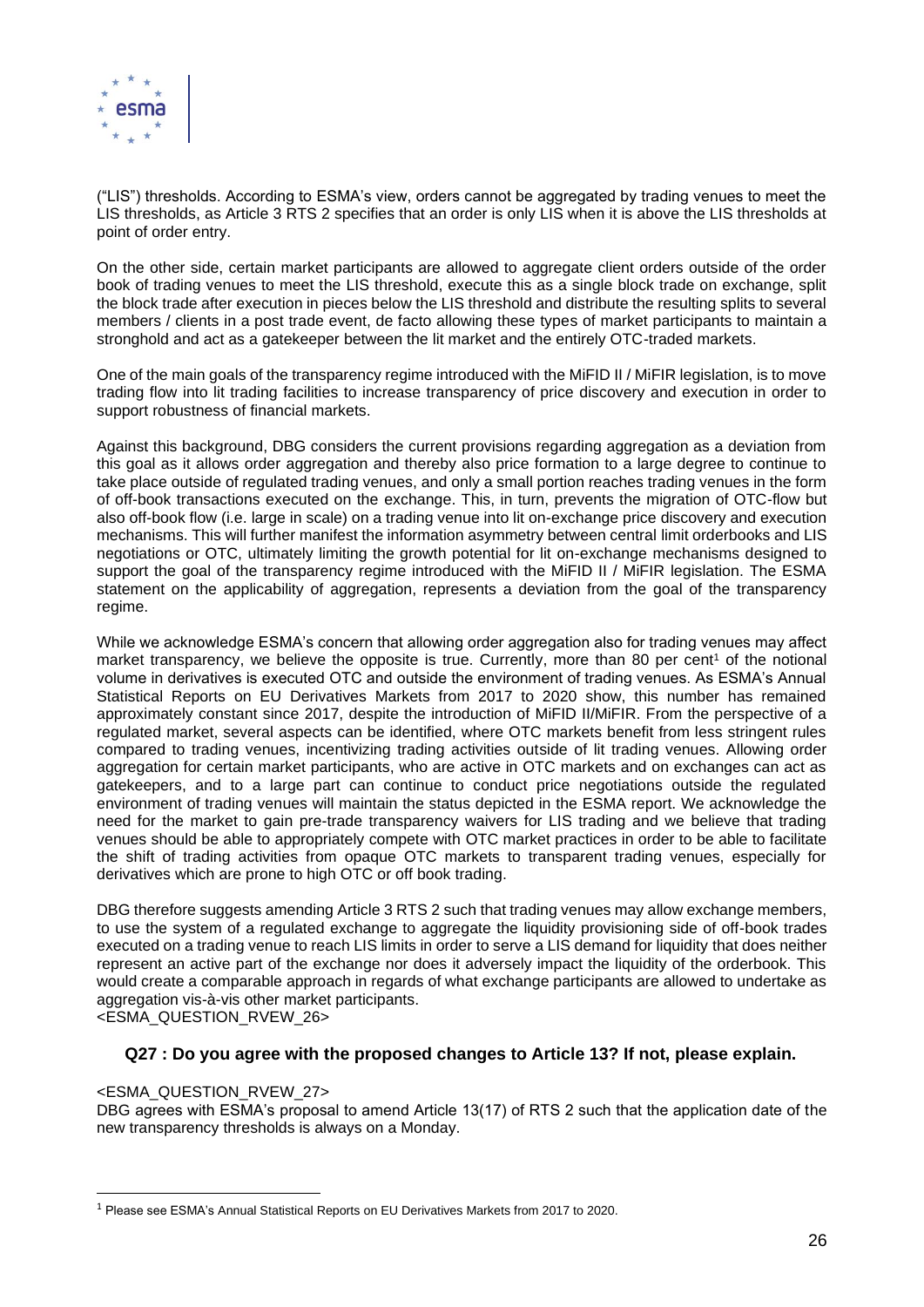("LIS") thresholds. According to ESMA's view, orders cannot be aggregated by trading venues to meet the LIS thresholds, as Article 3 RTS 2 specifies that an order is only LIS when it is above the LIS thresholds at point of order entry.

On the other side, certain market participants are allowed to aggregate client orders outside of the order book of trading venues to meet the LIS threshold, execute this as a single block trade on exchange, split the block trade after execution in pieces below the LIS threshold and distribute the resulting splits to several members / clients in a post trade event, de facto allowing these types of market participants to maintain a stronghold and act as a gatekeeper between the lit market and the entirely OTC-traded markets.

One of the main goals of the transparency regime introduced with the MiFID II / MiFIR legislation, is to move trading flow into lit trading facilities to increase transparency of price discovery and execution in order to support robustness of financial markets.

Against this background, DBG considers the current provisions regarding aggregation as a deviation from this goal as it allows order aggregation and thereby also price formation to a large degree to continue to take place outside of regulated trading venues, and only a small portion reaches trading venues in the form of off-book transactions executed on the exchange. This, in turn, prevents the migration of OTC-flow but also off-book flow (i.e. large in scale) on a trading venue into lit on-exchange price discovery and execution mechanisms. This will further manifest the information asymmetry between central limit orderbooks and LIS negotiations or OTC, ultimately limiting the growth potential for lit on-exchange mechanisms designed to support the goal of the transparency regime introduced with the MiFID II / MiFIR legislation. The ESMA statement on the applicability of aggregation, represents a deviation from the goal of the transparency regime.

While we acknowledge ESMA's concern that allowing order aggregation also for trading venues may affect market transparency, we believe the opposite is true. Currently, more than 80 per cent[1] of the notional volume in derivatives is executed OTC and outside the environment of trading venues. As ESMA's Annual Statistical Reports on EU Derivatives Markets from 2017 to 2020 show, this number has remained approximately constant since 2017, despite the introduction of MiFID II/MiFIR. From the perspective of a regulated market, several aspects can be identified, where OTC markets benefit from less stringent rules compared to trading venues, incentivizing trading activities outside of lit trading venues. Allowing order aggregation for certain market participants, who are active in OTC markets and on exchanges can act as gatekeepers, and to a large part can continue to conduct price negotiations outside the regulated environment of trading venues will maintain the status depicted in the ESMA report. We acknowledge the need for the market to gain pre-trade transparency waivers for LIS trading and we believe that trading venues should be able to appropriately compete with OTC market practices in order to be able to facilitate the shift of trading activities from opaque OTC markets to transparent trading venues, especially for derivatives which are prone to high OTC or off book trading.

DBG therefore suggests amending Article 3 RTS 2 such that trading venues may allow exchange members, to use the system of a regulated exchange to aggregate the liquidity provisioning side of off-book trades executed on a trading venue to reach LIS limits in order to serve a LIS demand for liquidity that does neither represent an active part of the exchange nor does it adversely impact the liquidity of the orderbook. This would create a comparable approach in regards of what exchange participants are allowed to undertake as aggregation vis-à-vis other market participants.
<ESMA_QUESTION_RVEW_26>

### Q27 : Do you agree with the proposed changes to Article 13? If not, please explain.

<ESMA_QUESTION_RVEW_27>
DBG agrees with ESMA's proposal to amend Article 13(17) of RTS 2 such that the application date of the new transparency thresholds is always on a Monday.

[1] Please see ESMA's Annual Statistical Reports on EU Derivatives Markets from 2017 to 2020.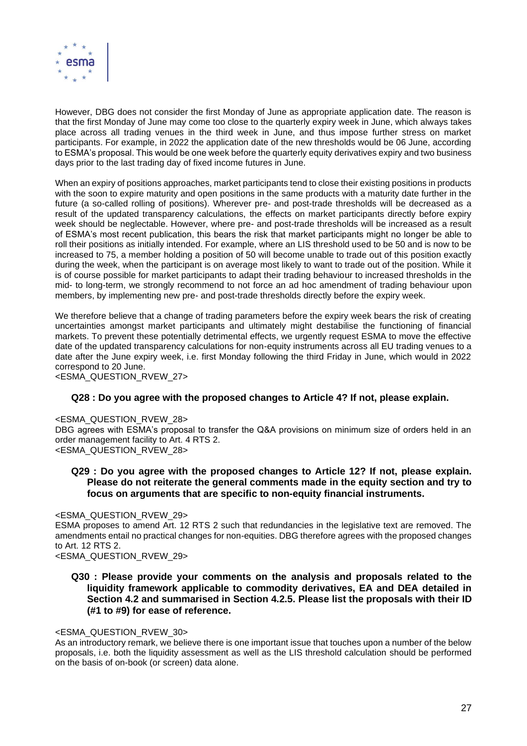However, DBG does not consider the first Monday of June as appropriate application date. The reason is that the first Monday of June may come too close to the quarterly expiry week in June, which always takes place across all trading venues in the third week in June, and thus impose further stress on market participants. For example, in 2022 the application date of the new thresholds would be 06 June, according to ESMA's proposal. This would be one week before the quarterly equity derivatives expiry and two business days prior to the last trading day of fixed income futures in June.

When an expiry of positions approaches, market participants tend to close their existing positions in products with the soon to expire maturity and open positions in the same products with a maturity date further in the future (a so-called rolling of positions). Wherever pre- and post-trade thresholds will be decreased as a result of the updated transparency calculations, the effects on market participants directly before expiry week should be neglectable. However, where pre- and post-trade thresholds will be increased as a result of ESMA's most recent publication, this bears the risk that market participants might no longer be able to roll their positions as initially intended. For example, where an LIS threshold used to be 50 and is now to be increased to 75, a member holding a position of 50 will become unable to trade out of this position exactly during the week, when the participant is on average most likely to want to trade out of the position. While it is of course possible for market participants to adapt their trading behaviour to increased thresholds in the mid- to long-term, we strongly recommend to not force an ad hoc amendment of trading behaviour upon members, by implementing new pre- and post-trade thresholds directly before the expiry week.

We therefore believe that a change of trading parameters before the expiry week bears the risk of creating uncertainties amongst market participants and ultimately might destabilise the functioning of financial markets. To prevent these potentially detrimental effects, we urgently request ESMA to move the effective date of the updated transparency calculations for non-equity instruments across all EU trading venues to a date after the June expiry week, i.e. first Monday following the third Friday in June, which would in 2022 correspond to 20 June.
<ESMA_QUESTION_RVEW_27>

### Q28 : Do you agree with the proposed changes to Article 4? If not, please explain.

<ESMA_QUESTION_RVEW_28>
DBG agrees with ESMA's proposal to transfer the Q&A provisions on minimum size of orders held in an order management facility to Art. 4 RTS 2.
<ESMA_QUESTION_RVEW_28>

### Q29 : Do you agree with the proposed changes to Article 12? If not, please explain. Please do not reiterate the general comments made in the equity section and try to focus on arguments that are specific to non-equity financial instruments.

<ESMA_QUESTION_RVEW_29>
ESMA proposes to amend Art. 12 RTS 2 such that redundancies in the legislative text are removed. The amendments entail no practical changes for non-equities. DBG therefore agrees with the proposed changes to Art. 12 RTS 2.
<ESMA_QUESTION_RVEW_29>

### Q30 : Please provide your comments on the analysis and proposals related to the liquidity framework applicable to commodity derivatives, EA and DEA detailed in Section 4.2 and summarised in Section 4.2.5. Please list the proposals with their ID (#1 to #9) for ease of reference.

<ESMA_QUESTION_RVEW_30>
As an introductory remark, we believe there is one important issue that touches upon a number of the below proposals, i.e. both the liquidity assessment as well as the LIS threshold calculation should be performed on the basis of on-book (or screen) data alone.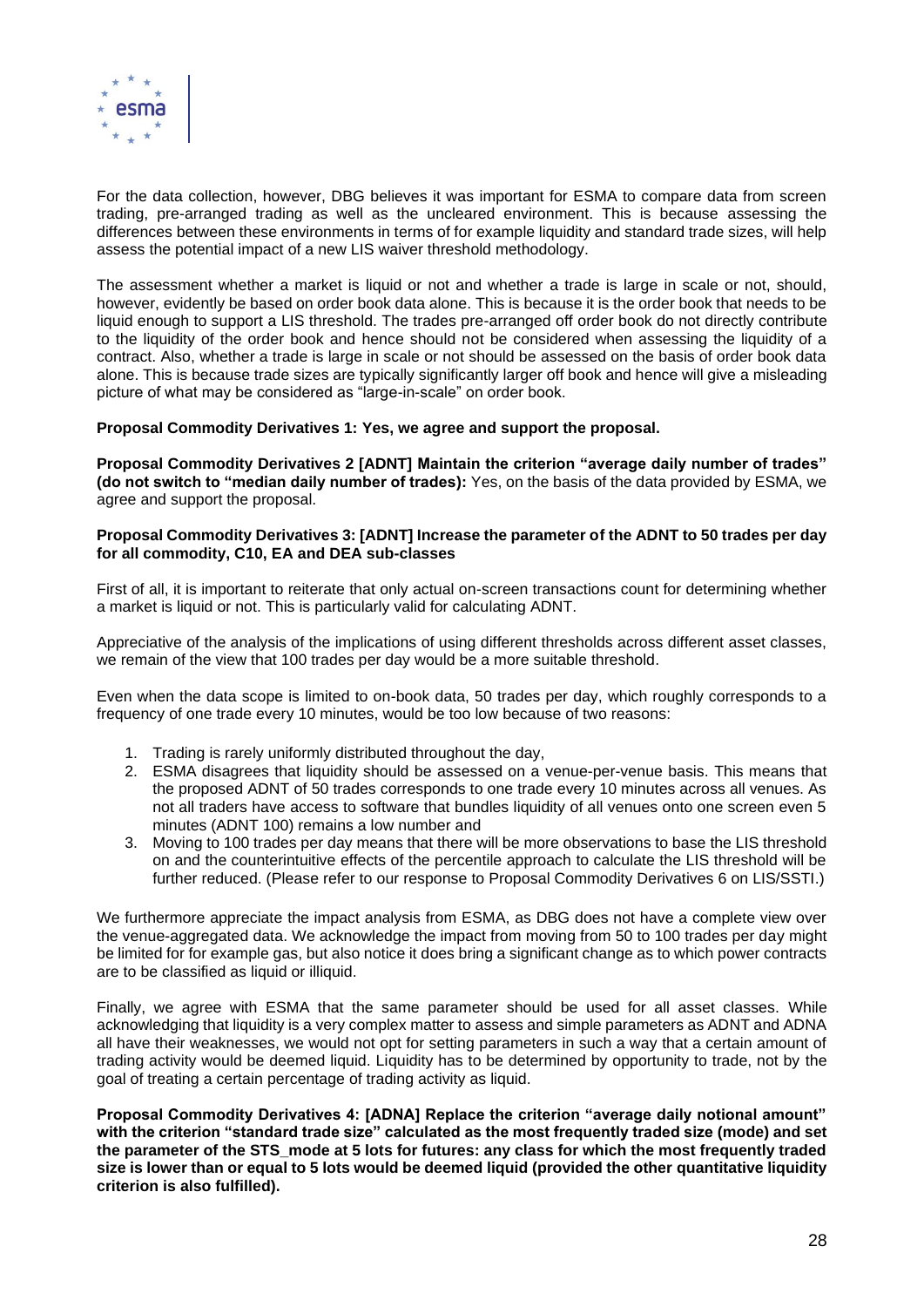For the data collection, however, DBG believes it was important for ESMA to compare data from screen trading, pre-arranged trading as well as the uncleared environment. This is because assessing the differences between these environments in terms of for example liquidity and standard trade sizes, will help assess the potential impact of a new LIS waiver threshold methodology.

The assessment whether a market is liquid or not and whether a trade is large in scale or not, should, however, evidently be based on order book data alone. This is because it is the order book that needs to be liquid enough to support a LIS threshold. The trades pre-arranged off order book do not directly contribute to the liquidity of the order book and hence should not be considered when assessing the liquidity of a contract. Also, whether a trade is large in scale or not should be assessed on the basis of order book data alone. This is because trade sizes are typically significantly larger off book and hence will give a misleading picture of what may be considered as "large-in-scale" on order book.

**Proposal Commodity Derivatives 1: Yes, we agree and support the proposal.**

**Proposal Commodity Derivatives 2 [ADNT] Maintain the criterion "average daily number of trades" (do not switch to "median daily number of trades):** Yes, on the basis of the data provided by ESMA, we agree and support the proposal.

**Proposal Commodity Derivatives 3: [ADNT] Increase the parameter of the ADNT to 50 trades per day for all commodity, C10, EA and DEA sub-classes**

First of all, it is important to reiterate that only actual on-screen transactions count for determining whether a market is liquid or not. This is particularly valid for calculating ADNT.

Appreciative of the analysis of the implications of using different thresholds across different asset classes, we remain of the view that 100 trades per day would be a more suitable threshold.

Even when the data scope is limited to on-book data, 50 trades per day, which roughly corresponds to a frequency of one trade every 10 minutes, would be too low because of two reasons:

1. Trading is rarely uniformly distributed throughout the day,
2. ESMA disagrees that liquidity should be assessed on a venue-per-venue basis. This means that the proposed ADNT of 50 trades corresponds to one trade every 10 minutes across all venues. As not all traders have access to software that bundles liquidity of all venues onto one screen even 5 minutes (ADNT 100) remains a low number and
3. Moving to 100 trades per day means that there will be more observations to base the LIS threshold on and the counterintuitive effects of the percentile approach to calculate the LIS threshold will be further reduced. (Please refer to our response to Proposal Commodity Derivatives 6 on LIS/SSTI.)

We furthermore appreciate the impact analysis from ESMA, as DBG does not have a complete view over the venue-aggregated data. We acknowledge the impact from moving from 50 to 100 trades per day might be limited for for example gas, but also notice it does bring a significant change as to which power contracts are to be classified as liquid or illiquid.

Finally, we agree with ESMA that the same parameter should be used for all asset classes. While acknowledging that liquidity is a very complex matter to assess and simple parameters as ADNT and ADNA all have their weaknesses, we would not opt for setting parameters in such a way that a certain amount of trading activity would be deemed liquid. Liquidity has to be determined by opportunity to trade, not by the goal of treating a certain percentage of trading activity as liquid.

**Proposal Commodity Derivatives 4: [ADNA] Replace the criterion "average daily notional amount" with the criterion "standard trade size" calculated as the most frequently traded size (mode) and set the parameter of the STS_mode at 5 lots for futures: any class for which the most frequently traded size is lower than or equal to 5 lots would be deemed liquid (provided the other quantitative liquidity criterion is also fulfilled).**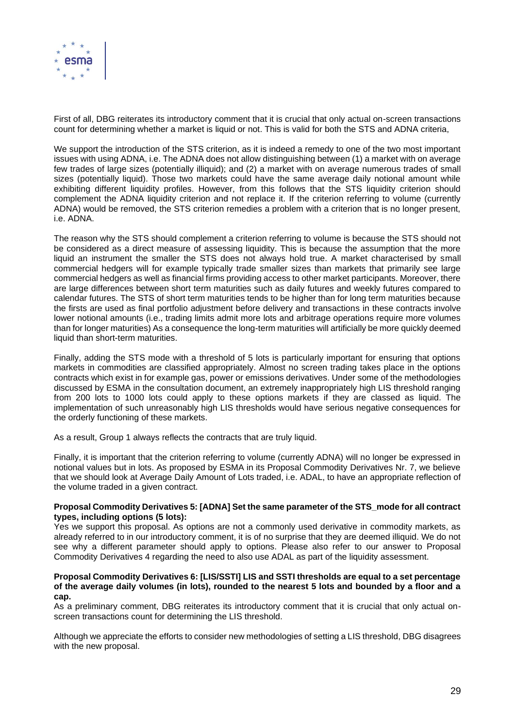First of all, DBG reiterates its introductory comment that it is crucial that only actual on-screen transactions count for determining whether a market is liquid or not. This is valid for both the STS and ADNA criteria,

We support the introduction of the STS criterion, as it is indeed a remedy to one of the two most important issues with using ADNA, i.e. The ADNA does not allow distinguishing between (1) a market with on average few trades of large sizes (potentially illiquid); and (2) a market with on average numerous trades of small sizes (potentially liquid). Those two markets could have the same average daily notional amount while exhibiting different liquidity profiles. However, from this follows that the STS liquidity criterion should complement the ADNA liquidity criterion and not replace it. If the criterion referring to volume (currently ADNA) would be removed, the STS criterion remedies a problem with a criterion that is no longer present, i.e. ADNA.

The reason why the STS should complement a criterion referring to volume is because the STS should not be considered as a direct measure of assessing liquidity. This is because the assumption that the more liquid an instrument the smaller the STS does not always hold true. A market characterised by small commercial hedgers will for example typically trade smaller sizes than markets that primarily see large commercial hedgers as well as financial firms providing access to other market participants. Moreover, there are large differences between short term maturities such as daily futures and weekly futures compared to calendar futures. The STS of short term maturities tends to be higher than for long term maturities because the firsts are used as final portfolio adjustment before delivery and transactions in these contracts involve lower notional amounts (i.e., trading limits admit more lots and arbitrage operations require more volumes than for longer maturities) As a consequence the long-term maturities will artificially be more quickly deemed liquid than short-term maturities.

Finally, adding the STS mode with a threshold of 5 lots is particularly important for ensuring that options markets in commodities are classified appropriately. Almost no screen trading takes place in the options contracts which exist in for example gas, power or emissions derivatives. Under some of the methodologies discussed by ESMA in the consultation document, an extremely inappropriately high LIS threshold ranging from 200 lots to 1000 lots could apply to these options markets if they are classed as liquid. The implementation of such unreasonably high LIS thresholds would have serious negative consequences for the orderly functioning of these markets.

As a result, Group 1 always reflects the contracts that are truly liquid.

Finally, it is important that the criterion referring to volume (currently ADNA) will no longer be expressed in notional values but in lots. As proposed by ESMA in its Proposal Commodity Derivatives Nr. 7, we believe that we should look at Average Daily Amount of Lots traded, i.e. ADAL, to have an appropriate reflection of the volume traded in a given contract.

**Proposal Commodity Derivatives 5: [ADNA] Set the same parameter of the STS_mode for all contract types, including options (5 lots):**
Yes we support this proposal. As options are not a commonly used derivative in commodity markets, as already referred to in our introductory comment, it is of no surprise that they are deemed illiquid. We do not see why a different parameter should apply to options. Please also refer to our answer to Proposal Commodity Derivatives 4 regarding the need to also use ADAL as part of the liquidity assessment.

**Proposal Commodity Derivatives 6: [LIS/SSTI] LIS and SSTI thresholds are equal to a set percentage of the average daily volumes (in lots), rounded to the nearest 5 lots and bounded by a floor and a cap.**
As a preliminary comment, DBG reiterates its introductory comment that it is crucial that only actual on-screen transactions count for determining the LIS threshold.

Although we appreciate the efforts to consider new methodologies of setting a LIS threshold, DBG disagrees with the new proposal.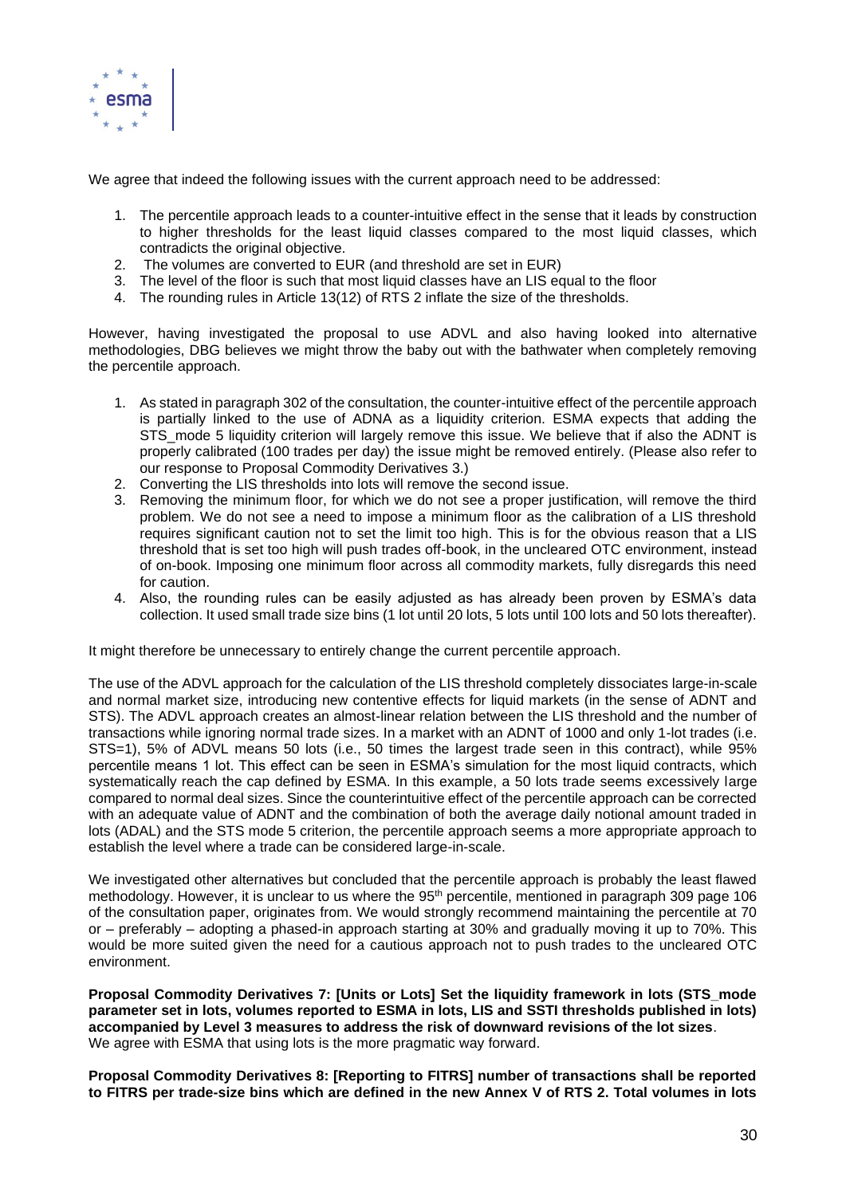We agree that indeed the following issues with the current approach need to be addressed:

1. The percentile approach leads to a counter-intuitive effect in the sense that it leads by construction to higher thresholds for the least liquid classes compared to the most liquid classes, which contradicts the original objective.
2. The volumes are converted to EUR (and threshold are set in EUR)
3. The level of the floor is such that most liquid classes have an LIS equal to the floor
4. The rounding rules in Article 13(12) of RTS 2 inflate the size of the thresholds.

However, having investigated the proposal to use ADVL and also having looked into alternative methodologies, DBG believes we might throw the baby out with the bathwater when completely removing the percentile approach.

1. As stated in paragraph 302 of the consultation, the counter-intuitive effect of the percentile approach is partially linked to the use of ADNA as a liquidity criterion. ESMA expects that adding the STS_mode 5 liquidity criterion will largely remove this issue. We believe that if also the ADNT is properly calibrated (100 trades per day) the issue might be removed entirely. (Please also refer to our response to Proposal Commodity Derivatives 3.)
2. Converting the LIS thresholds into lots will remove the second issue.
3. Removing the minimum floor, for which we do not see a proper justification, will remove the third problem. We do not see a need to impose a minimum floor as the calibration of a LIS threshold requires significant caution not to set the limit too high. This is for the obvious reason that a LIS threshold that is set too high will push trades off-book, in the uncleared OTC environment, instead of on-book. Imposing one minimum floor across all commodity markets, fully disregards this need for caution.
4. Also, the rounding rules can be easily adjusted as has already been proven by ESMA's data collection. It used small trade size bins (1 lot until 20 lots, 5 lots until 100 lots and 50 lots thereafter).

It might therefore be unnecessary to entirely change the current percentile approach.

The use of the ADVL approach for the calculation of the LIS threshold completely dissociates large-in-scale and normal market size, introducing new contentive effects for liquid markets (in the sense of ADNT and STS). The ADVL approach creates an almost-linear relation between the LIS threshold and the number of transactions while ignoring normal trade sizes. In a market with an ADNT of 1000 and only 1-lot trades (i.e. STS=1), 5% of ADVL means 50 lots (i.e., 50 times the largest trade seen in this contract), while 95% percentile means 1 lot. This effect can be seen in ESMA's simulation for the most liquid contracts, which systematically reach the cap defined by ESMA. In this example, a 50 lots trade seems excessively large compared to normal deal sizes. Since the counterintuitive effect of the percentile approach can be corrected with an adequate value of ADNT and the combination of both the average daily notional amount traded in lots (ADAL) and the STS mode 5 criterion, the percentile approach seems a more appropriate approach to establish the level where a trade can be considered large-in-scale.

We investigated other alternatives but concluded that the percentile approach is probably the least flawed methodology. However, it is unclear to us where the 95th percentile, mentioned in paragraph 309 page 106 of the consultation paper, originates from. We would strongly recommend maintaining the percentile at 70 or – preferably – adopting a phased-in approach starting at 30% and gradually moving it up to 70%. This would be more suited given the need for a cautious approach not to push trades to the uncleared OTC environment.

**Proposal Commodity Derivatives 7: [Units or Lots] Set the liquidity framework in lots (STS_mode parameter set in lots, volumes reported to ESMA in lots, LIS and SSTI thresholds published in lots) accompanied by Level 3 measures to address the risk of downward revisions of the lot sizes**.
We agree with ESMA that using lots is the more pragmatic way forward.

**Proposal Commodity Derivatives 8: [Reporting to FITRS] number of transactions shall be reported to FITRS per trade-size bins which are defined in the new Annex V of RTS 2. Total volumes in lots**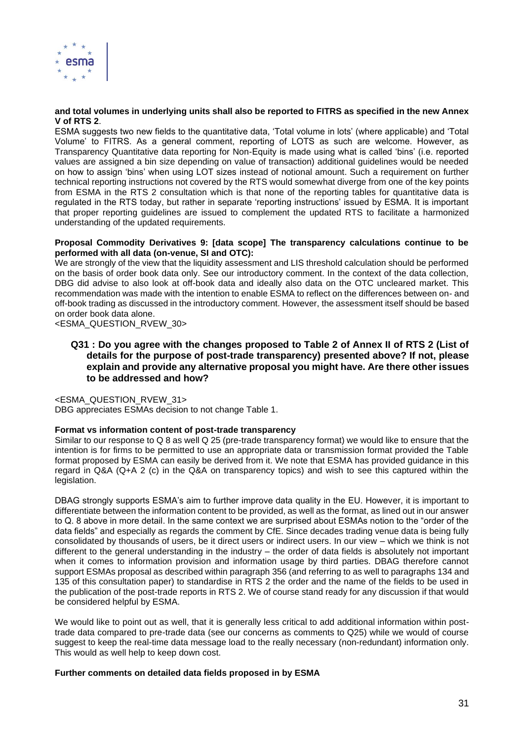**and total volumes in underlying units shall also be reported to FITRS as specified in the new Annex V of RTS 2**.

ESMA suggests two new fields to the quantitative data, 'Total volume in lots' (where applicable) and 'Total Volume' to FITRS. As a general comment, reporting of LOTS as such are welcome. However, as Transparency Quantitative data reporting for Non-Equity is made using what is called 'bins' (i.e. reported values are assigned a bin size depending on value of transaction) additional guidelines would be needed on how to assign 'bins' when using LOT sizes instead of notional amount. Such a requirement on further technical reporting instructions not covered by the RTS would somewhat diverge from one of the key points from ESMA in the RTS 2 consultation which is that none of the reporting tables for quantitative data is regulated in the RTS today, but rather in separate 'reporting instructions' issued by ESMA. It is important that proper reporting guidelines are issued to complement the updated RTS to facilitate a harmonized understanding of the updated requirements.

**Proposal Commodity Derivatives 9: [data scope] The transparency calculations continue to be performed with all data (on-venue, SI and OTC):**

We are strongly of the view that the liquidity assessment and LIS threshold calculation should be performed on the basis of order book data only. See our introductory comment. In the context of the data collection, DBG did advise to also look at off-book data and ideally also data on the OTC uncleared market. This recommendation was made with the intention to enable ESMA to reflect on the differences between on- and off-book trading as discussed in the introductory comment. However, the assessment itself should be based on order book data alone.

<ESMA_QUESTION_RVEW_30>

### Q31 : Do you agree with the changes proposed to Table 2 of Annex II of RTS 2 (List of details for the purpose of post-trade transparency) presented above? If not, please explain and provide any alternative proposal you might have. Are there other issues to be addressed and how?

<ESMA_QUESTION_RVEW_31>

DBG appreciates ESMAs decision to not change Table 1.

**Format vs information content of post-trade transparency**

Similar to our response to Q 8 as well Q 25 (pre-trade transparency format) we would like to ensure that the intention is for firms to be permitted to use an appropriate data or transmission format provided the Table format proposed by ESMA can easily be derived from it. We note that ESMA has provided guidance in this regard in Q&A (Q+A 2 (c) in the Q&A on transparency topics) and wish to see this captured within the legislation.

DBAG strongly supports ESMA's aim to further improve data quality in the EU. However, it is important to differentiate between the information content to be provided, as well as the format, as lined out in our answer to Q. 8 above in more detail. In the same context we are surprised about ESMAs notion to the "order of the data fields" and especially as regards the comment by CfE. Since decades trading venue data is being fully consolidated by thousands of users, be it direct users or indirect users. In our view – which we think is not different to the general understanding in the industry – the order of data fields is absolutely not important when it comes to information provision and information usage by third parties. DBAG therefore cannot support ESMAs proposal as described within paragraph 356 (and referring to as well to paragraphs 134 and 135 of this consultation paper) to standardise in RTS 2 the order and the name of the fields to be used in the publication of the post-trade reports in RTS 2. We of course stand ready for any discussion if that would be considered helpful by ESMA.

We would like to point out as well, that it is generally less critical to add additional information within post-trade data compared to pre-trade data (see our concerns as comments to Q25) while we would of course suggest to keep the real-time data message load to the really necessary (non-redundant) information only. This would as well help to keep down cost.

**Further comments on detailed data fields proposed in by ESMA**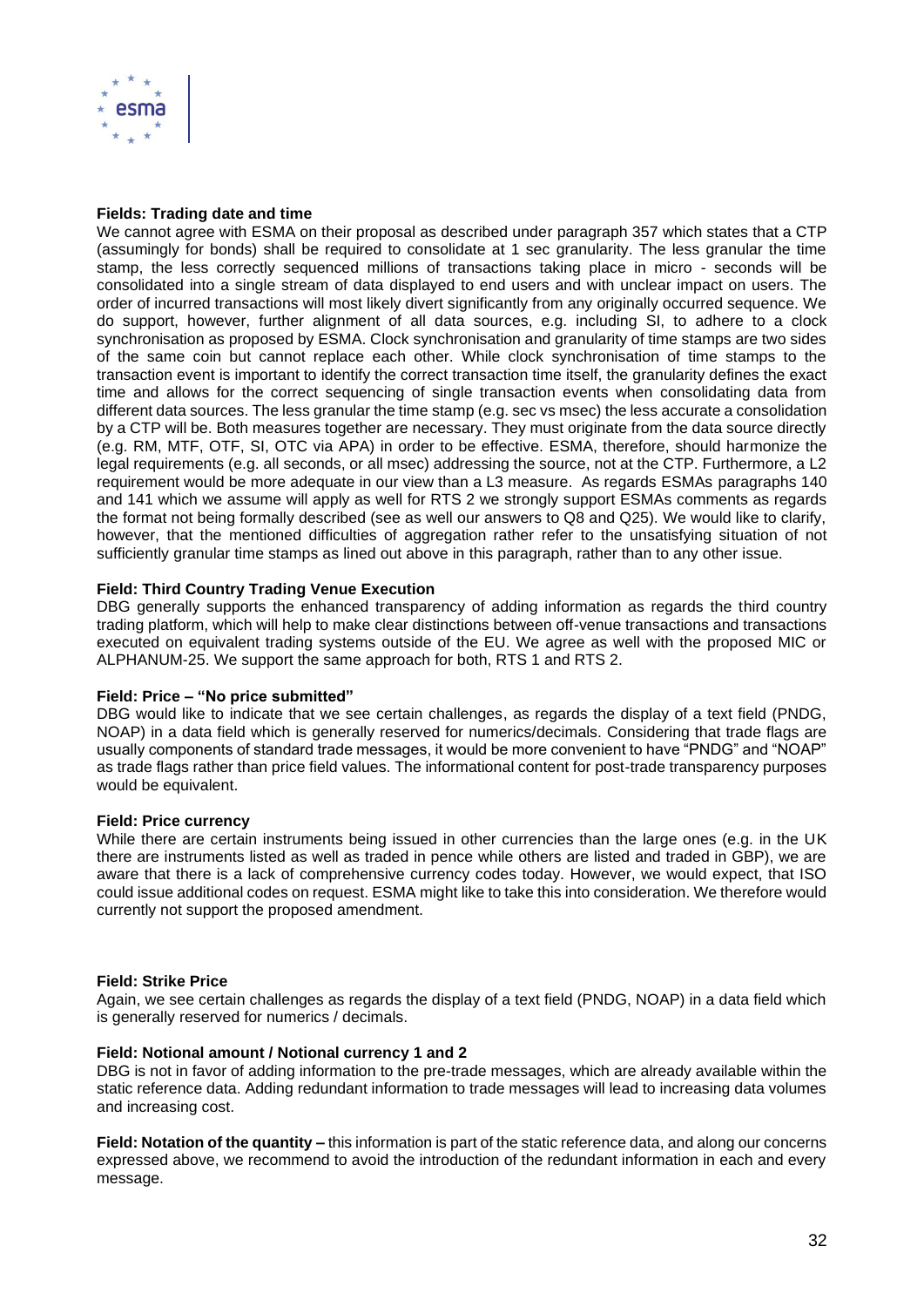**Fields: Trading date and time**

We cannot agree with ESMA on their proposal as described under paragraph 357 which states that a CTP (assumingly for bonds) shall be required to consolidate at 1 sec granularity. The less granular the time stamp, the less correctly sequenced millions of transactions taking place in micro - seconds will be consolidated into a single stream of data displayed to end users and with unclear impact on users. The order of incurred transactions will most likely divert significantly from any originally occurred sequence. We do support, however, further alignment of all data sources, e.g. including SI, to adhere to a clock synchronisation as proposed by ESMA. Clock synchronisation and granularity of time stamps are two sides of the same coin but cannot replace each other. While clock synchronisation of time stamps to the transaction event is important to identify the correct transaction time itself, the granularity defines the exact time and allows for the correct sequencing of single transaction events when consolidating data from different data sources. The less granular the time stamp (e.g. sec vs msec) the less accurate a consolidation by a CTP will be. Both measures together are necessary. They must originate from the data source directly (e.g. RM, MTF, OTF, SI, OTC via APA) in order to be effective. ESMA, therefore, should harmonize the legal requirements (e.g. all seconds, or all msec) addressing the source, not at the CTP. Furthermore, a L2 requirement would be more adequate in our view than a L3 measure. As regards ESMAs paragraphs 140 and 141 which we assume will apply as well for RTS 2 we strongly support ESMAs comments as regards the format not being formally described (see as well our answers to Q8 and Q25). We would like to clarify, however, that the mentioned difficulties of aggregation rather refer to the unsatisfying situation of not sufficiently granular time stamps as lined out above in this paragraph, rather than to any other issue.

**Field: Third Country Trading Venue Execution**

DBG generally supports the enhanced transparency of adding information as regards the third country trading platform, which will help to make clear distinctions between off-venue transactions and transactions executed on equivalent trading systems outside of the EU. We agree as well with the proposed MIC or ALPHANUM-25. We support the same approach for both, RTS 1 and RTS 2.

**Field: Price – "No price submitted"**

DBG would like to indicate that we see certain challenges, as regards the display of a text field (PNDG, NOAP) in a data field which is generally reserved for numerics/decimals. Considering that trade flags are usually components of standard trade messages, it would be more convenient to have "PNDG" and "NOAP" as trade flags rather than price field values. The informational content for post-trade transparency purposes would be equivalent.

**Field: Price currency**

While there are certain instruments being issued in other currencies than the large ones (e.g. in the UK there are instruments listed as well as traded in pence while others are listed and traded in GBP), we are aware that there is a lack of comprehensive currency codes today. However, we would expect, that ISO could issue additional codes on request. ESMA might like to take this into consideration. We therefore would currently not support the proposed amendment.

**Field: Strike Price**

Again, we see certain challenges as regards the display of a text field (PNDG, NOAP) in a data field which is generally reserved for numerics / decimals.

**Field: Notional amount / Notional currency 1 and 2**

DBG is not in favor of adding information to the pre-trade messages, which are already available within the static reference data. Adding redundant information to trade messages will lead to increasing data volumes and increasing cost.

**Field: Notation of the quantity –** this information is part of the static reference data, and along our concerns expressed above, we recommend to avoid the introduction of the redundant information in each and every message.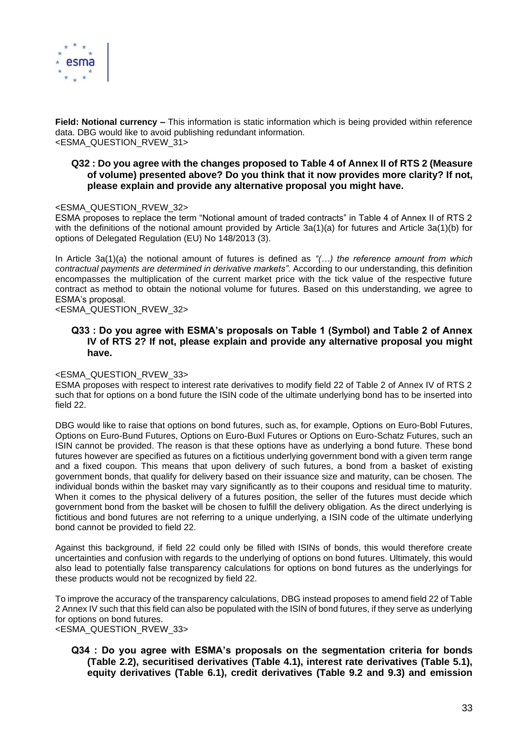**Field: Notional currency –** This information is static information which is being provided within reference data. DBG would like to avoid publishing redundant information.
<ESMA_QUESTION_RVEW_31>

### Q32 : Do you agree with the changes proposed to Table 4 of Annex II of RTS 2 (Measure of volume) presented above? Do you think that it now provides more clarity? If not, please explain and provide any alternative proposal you might have.

<ESMA_QUESTION_RVEW_32>
ESMA proposes to replace the term "Notional amount of traded contracts" in Table 4 of Annex II of RTS 2 with the definitions of the notional amount provided by Article 3a(1)(a) for futures and Article 3a(1)(b) for options of Delegated Regulation (EU) No 148/2013 (3).

In Article 3a(1)(a) the notional amount of futures is defined as *"(…) the reference amount from which contractual payments are determined in derivative markets".* According to our understanding, this definition encompasses the multiplication of the current market price with the tick value of the respective future contract as method to obtain the notional volume for futures. Based on this understanding, we agree to ESMA's proposal.
<ESMA_QUESTION_RVEW_32>

### Q33 : Do you agree with ESMA's proposals on Table 1 (Symbol) and Table 2 of Annex IV of RTS 2? If not, please explain and provide any alternative proposal you might have.

<ESMA_QUESTION_RVEW_33>
ESMA proposes with respect to interest rate derivatives to modify field 22 of Table 2 of Annex IV of RTS 2 such that for options on a bond future the ISIN code of the ultimate underlying bond has to be inserted into field 22.

DBG would like to raise that options on bond futures, such as, for example, Options on Euro-Bobl Futures, Options on Euro-Bund Futures, Options on Euro-Buxl Futures or Options on Euro-Schatz Futures, such an ISIN cannot be provided. The reason is that these options have as underlying a bond future. These bond futures however are specified as futures on a fictitious underlying government bond with a given term range and a fixed coupon. This means that upon delivery of such futures, a bond from a basket of existing government bonds, that qualify for delivery based on their issuance size and maturity, can be chosen. The individual bonds within the basket may vary significantly as to their coupons and residual time to maturity. When it comes to the physical delivery of a futures position, the seller of the futures must decide which government bond from the basket will be chosen to fulfill the delivery obligation. As the direct underlying is fictitious and bond futures are not referring to a unique underlying, a ISIN code of the ultimate underlying bond cannot be provided to field 22.

Against this background, if field 22 could only be filled with ISINs of bonds, this would therefore create uncertainties and confusion with regards to the underlying of options on bond futures. Ultimately, this would also lead to potentially false transparency calculations for options on bond futures as the underlyings for these products would not be recognized by field 22.

To improve the accuracy of the transparency calculations, DBG instead proposes to amend field 22 of Table 2 Annex IV such that this field can also be populated with the ISIN of bond futures, if they serve as underlying for options on bond futures.
<ESMA_QUESTION_RVEW_33>

### Q34 : Do you agree with ESMA's proposals on the segmentation criteria for bonds (Table 2.2), securitised derivatives (Table 4.1), interest rate derivatives (Table 5.1), equity derivatives (Table 6.1), credit derivatives (Table 9.2 and 9.3) and emission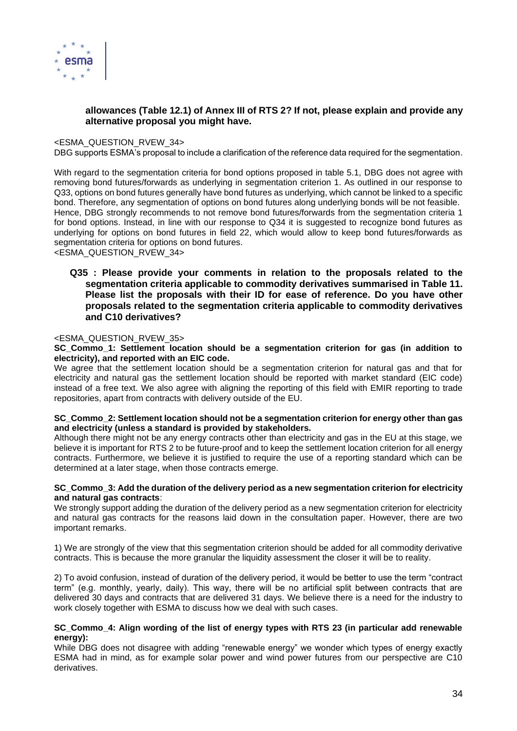**allowances (Table 12.1) of Annex III of RTS 2? If not, please explain and provide any alternative proposal you might have.**

<ESMA_QUESTION_RVEW_34>
DBG supports ESMA's proposal to include a clarification of the reference data required for the segmentation.

With regard to the segmentation criteria for bond options proposed in table 5.1, DBG does not agree with removing bond futures/forwards as underlying in segmentation criterion 1. As outlined in our response to Q33, options on bond futures generally have bond futures as underlying, which cannot be linked to a specific bond. Therefore, any segmentation of options on bond futures along underlying bonds will be not feasible. Hence, DBG strongly recommends to not remove bond futures/forwards from the segmentation criteria 1 for bond options. Instead, in line with our response to Q34 it is suggested to recognize bond futures as underlying for options on bond futures in field 22, which would allow to keep bond futures/forwards as segmentation criteria for options on bond futures.
<ESMA_QUESTION_RVEW_34>

**Q35 : Please provide your comments in relation to the proposals related to the segmentation criteria applicable to commodity derivatives summarised in Table 11. Please list the proposals with their ID for ease of reference. Do you have other proposals related to the segmentation criteria applicable to commodity derivatives and C10 derivatives?**

<ESMA_QUESTION_RVEW_35>
**SC_Commo_1: Settlement location should be a segmentation criterion for gas (in addition to electricity), and reported with an EIC code.**
We agree that the settlement location should be a segmentation criterion for natural gas and that for electricity and natural gas the settlement location should be reported with market standard (EIC code) instead of a free text. We also agree with aligning the reporting of this field with EMIR reporting to trade repositories, apart from contracts with delivery outside of the EU.

**SC_Commo_2: Settlement location should not be a segmentation criterion for energy other than gas and electricity (unless a standard is provided by stakeholders.**
Although there might not be any energy contracts other than electricity and gas in the EU at this stage, we believe it is important for RTS 2 to be future-proof and to keep the settlement location criterion for all energy contracts. Furthermore, we believe it is justified to require the use of a reporting standard which can be determined at a later stage, when those contracts emerge.

**SC_Commo_3: Add the duration of the delivery period as a new segmentation criterion for electricity and natural gas contracts**:
We strongly support adding the duration of the delivery period as a new segmentation criterion for electricity and natural gas contracts for the reasons laid down in the consultation paper. However, there are two important remarks.

1) We are strongly of the view that this segmentation criterion should be added for all commodity derivative contracts. This is because the more granular the liquidity assessment the closer it will be to reality.

2) To avoid confusion, instead of duration of the delivery period, it would be better to use the term "contract term" (e.g. monthly, yearly, daily). This way, there will be no artificial split between contracts that are delivered 30 days and contracts that are delivered 31 days. We believe there is a need for the industry to work closely together with ESMA to discuss how we deal with such cases.

**SC_Commo_4: Align wording of the list of energy types with RTS 23 (in particular add renewable energy):**
While DBG does not disagree with adding "renewable energy" we wonder which types of energy exactly ESMA had in mind, as for example solar power and wind power futures from our perspective are C10 derivatives.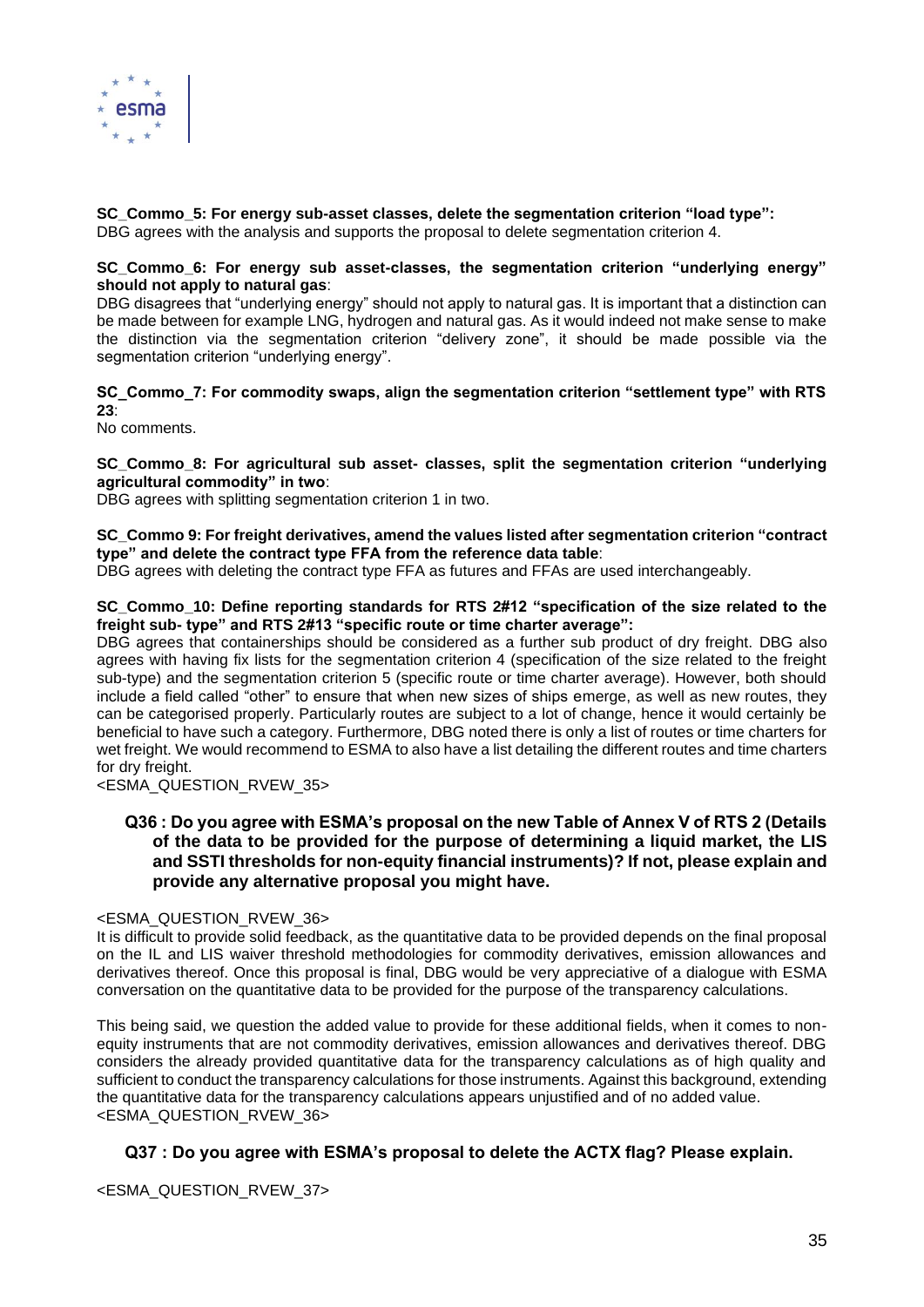**SC_Commo_5: For energy sub-asset classes, delete the segmentation criterion "load type":**
DBG agrees with the analysis and supports the proposal to delete segmentation criterion 4.

**SC_Commo_6: For energy sub asset-classes, the segmentation criterion "underlying energy" should not apply to natural gas**:
DBG disagrees that "underlying energy" should not apply to natural gas. It is important that a distinction can be made between for example LNG, hydrogen and natural gas. As it would indeed not make sense to make the distinction via the segmentation criterion "delivery zone", it should be made possible via the segmentation criterion "underlying energy".

**SC_Commo_7: For commodity swaps, align the segmentation criterion "settlement type" with RTS 23**:
No comments.

**SC_Commo_8: For agricultural sub asset- classes, split the segmentation criterion "underlying agricultural commodity" in two**:
DBG agrees with splitting segmentation criterion 1 in two.

**SC_Commo 9: For freight derivatives, amend the values listed after segmentation criterion "contract type" and delete the contract type FFA from the reference data table**:
DBG agrees with deleting the contract type FFA as futures and FFAs are used interchangeably.

**SC_Commo_10: Define reporting standards for RTS 2#12 "specification of the size related to the freight sub- type" and RTS 2#13 "specific route or time charter average":**
DBG agrees that containerships should be considered as a further sub product of dry freight. DBG also agrees with having fix lists for the segmentation criterion 4 (specification of the size related to the freight sub-type) and the segmentation criterion 5 (specific route or time charter average). However, both should include a field called "other" to ensure that when new sizes of ships emerge, as well as new routes, they can be categorised properly. Particularly routes are subject to a lot of change, hence it would certainly be beneficial to have such a category. Furthermore, DBG noted there is only a list of routes or time charters for wet freight. We would recommend to ESMA to also have a list detailing the different routes and time charters for dry freight.
<ESMA_QUESTION_RVEW_35>

### Q36 : Do you agree with ESMA's proposal on the new Table of Annex V of RTS 2 (Details of the data to be provided for the purpose of determining a liquid market, the LIS and SSTI thresholds for non-equity financial instruments)? If not, please explain and provide any alternative proposal you might have.

<ESMA_QUESTION_RVEW_36>
It is difficult to provide solid feedback, as the quantitative data to be provided depends on the final proposal on the IL and LIS waiver threshold methodologies for commodity derivatives, emission allowances and derivatives thereof. Once this proposal is final, DBG would be very appreciative of a dialogue with ESMA conversation on the quantitative data to be provided for the purpose of the transparency calculations.

This being said, we question the added value to provide for these additional fields, when it comes to non-equity instruments that are not commodity derivatives, emission allowances and derivatives thereof. DBG considers the already provided quantitative data for the transparency calculations as of high quality and sufficient to conduct the transparency calculations for those instruments. Against this background, extending the quantitative data for the transparency calculations appears unjustified and of no added value.
<ESMA_QUESTION_RVEW_36>

### Q37 : Do you agree with ESMA's proposal to delete the ACTX flag? Please explain.

<ESMA_QUESTION_RVEW_37>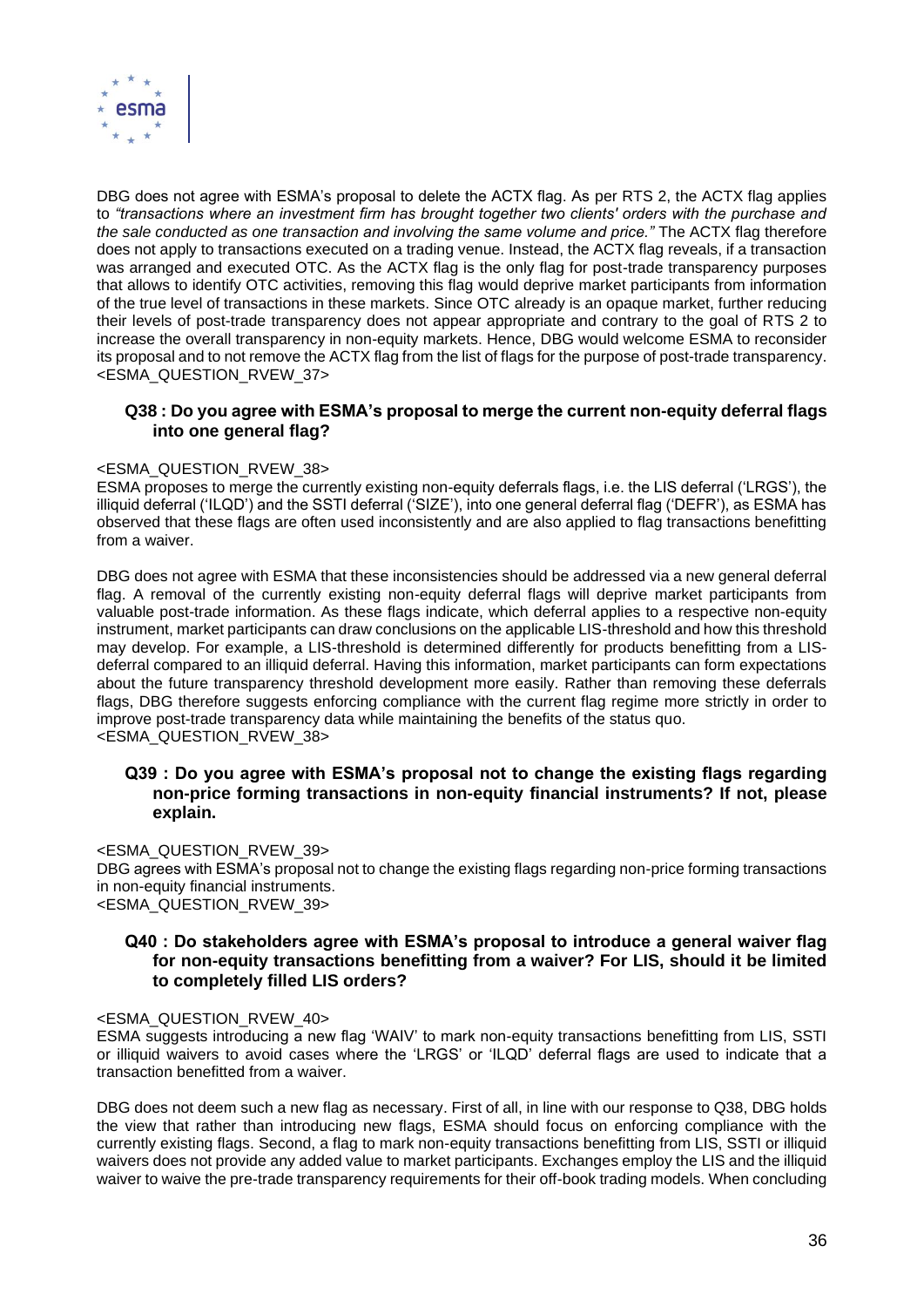DBG does not agree with ESMA's proposal to delete the ACTX flag. As per RTS 2, the ACTX flag applies to *"transactions where an investment firm has brought together two clients' orders with the purchase and the sale conducted as one transaction and involving the same volume and price."* The ACTX flag therefore does not apply to transactions executed on a trading venue. Instead, the ACTX flag reveals, if a transaction was arranged and executed OTC. As the ACTX flag is the only flag for post-trade transparency purposes that allows to identify OTC activities, removing this flag would deprive market participants from information of the true level of transactions in these markets. Since OTC already is an opaque market, further reducing their levels of post-trade transparency does not appear appropriate and contrary to the goal of RTS 2 to increase the overall transparency in non-equity markets. Hence, DBG would welcome ESMA to reconsider its proposal and to not remove the ACTX flag from the list of flags for the purpose of post-trade transparency.
<ESMA_QUESTION_RVEW_37>

### Q38 : Do you agree with ESMA's proposal to merge the current non-equity deferral flags into one general flag?

<ESMA_QUESTION_RVEW_38>
ESMA proposes to merge the currently existing non-equity deferrals flags, i.e. the LIS deferral ('LRGS'), the illiquid deferral ('ILQD') and the SSTI deferral ('SIZE'), into one general deferral flag ('DEFR'), as ESMA has observed that these flags are often used inconsistently and are also applied to flag transactions benefitting from a waiver.

DBG does not agree with ESMA that these inconsistencies should be addressed via a new general deferral flag. A removal of the currently existing non-equity deferral flags will deprive market participants from valuable post-trade information. As these flags indicate, which deferral applies to a respective non-equity instrument, market participants can draw conclusions on the applicable LIS-threshold and how this threshold may develop. For example, a LIS-threshold is determined differently for products benefitting from a LIS-deferral compared to an illiquid deferral. Having this information, market participants can form expectations about the future transparency threshold development more easily. Rather than removing these deferrals flags, DBG therefore suggests enforcing compliance with the current flag regime more strictly in order to improve post-trade transparency data while maintaining the benefits of the status quo.
<ESMA_QUESTION_RVEW_38>

### Q39 : Do you agree with ESMA's proposal not to change the existing flags regarding non-price forming transactions in non-equity financial instruments? If not, please explain.

<ESMA_QUESTION_RVEW_39>
DBG agrees with ESMA's proposal not to change the existing flags regarding non-price forming transactions in non-equity financial instruments.
<ESMA_QUESTION_RVEW_39>

### Q40 : Do stakeholders agree with ESMA's proposal to introduce a general waiver flag for non-equity transactions benefitting from a waiver? For LIS, should it be limited to completely filled LIS orders?

<ESMA_QUESTION_RVEW_40>
ESMA suggests introducing a new flag 'WAIV' to mark non-equity transactions benefitting from LIS, SSTI or illiquid waivers to avoid cases where the 'LRGS' or 'ILQD' deferral flags are used to indicate that a transaction benefitted from a waiver.

DBG does not deem such a new flag as necessary. First of all, in line with our response to Q38, DBG holds the view that rather than introducing new flags, ESMA should focus on enforcing compliance with the currently existing flags. Second, a flag to mark non-equity transactions benefitting from LIS, SSTI or illiquid waivers does not provide any added value to market participants. Exchanges employ the LIS and the illiquid waiver to waive the pre-trade transparency requirements for their off-book trading models. When concluding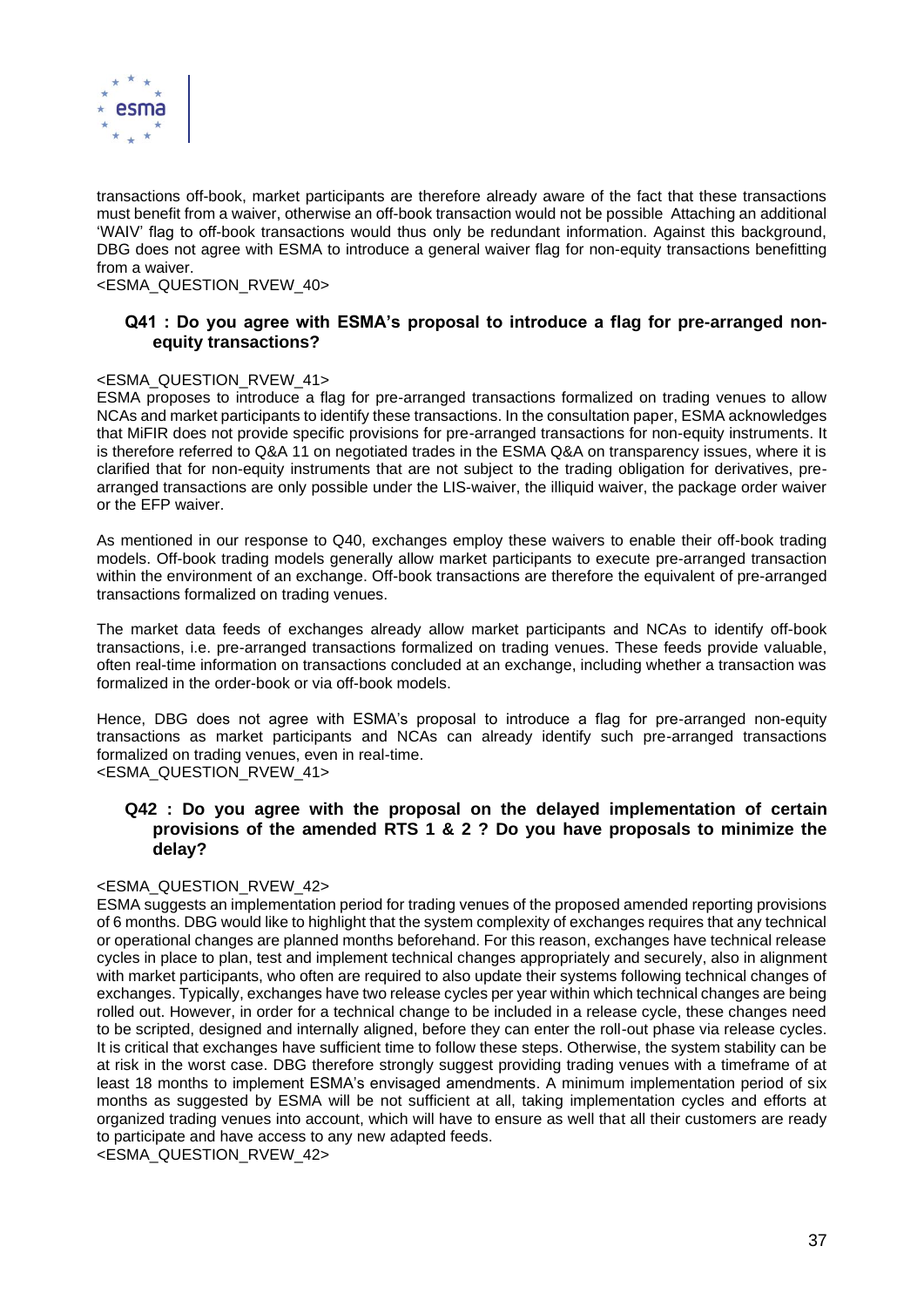transactions off-book, market participants are therefore already aware of the fact that these transactions must benefit from a waiver, otherwise an off-book transaction would not be possible Attaching an additional 'WAIV' flag to off-book transactions would thus only be redundant information. Against this background, DBG does not agree with ESMA to introduce a general waiver flag for non-equity transactions benefitting from a waiver.
<ESMA_QUESTION_RVEW_40>

### Q41 : Do you agree with ESMA's proposal to introduce a flag for pre-arranged non-equity transactions?

<ESMA_QUESTION_RVEW_41>
ESMA proposes to introduce a flag for pre-arranged transactions formalized on trading venues to allow NCAs and market participants to identify these transactions. In the consultation paper, ESMA acknowledges that MiFIR does not provide specific provisions for pre-arranged transactions for non-equity instruments. It is therefore referred to Q&A 11 on negotiated trades in the ESMA Q&A on transparency issues, where it is clarified that for non-equity instruments that are not subject to the trading obligation for derivatives, pre-arranged transactions are only possible under the LIS-waiver, the illiquid waiver, the package order waiver or the EFP waiver.

As mentioned in our response to Q40, exchanges employ these waivers to enable their off-book trading models. Off-book trading models generally allow market participants to execute pre-arranged transaction within the environment of an exchange. Off-book transactions are therefore the equivalent of pre-arranged transactions formalized on trading venues.

The market data feeds of exchanges already allow market participants and NCAs to identify off-book transactions, i.e. pre-arranged transactions formalized on trading venues. These feeds provide valuable, often real-time information on transactions concluded at an exchange, including whether a transaction was formalized in the order-book or via off-book models.

Hence, DBG does not agree with ESMA's proposal to introduce a flag for pre-arranged non-equity transactions as market participants and NCAs can already identify such pre-arranged transactions formalized on trading venues, even in real-time.
<ESMA_QUESTION_RVEW_41>

### Q42 : Do you agree with the proposal on the delayed implementation of certain provisions of the amended RTS 1 & 2 ? Do you have proposals to minimize the delay?

<ESMA_QUESTION_RVEW_42>
ESMA suggests an implementation period for trading venues of the proposed amended reporting provisions of 6 months. DBG would like to highlight that the system complexity of exchanges requires that any technical or operational changes are planned months beforehand. For this reason, exchanges have technical release cycles in place to plan, test and implement technical changes appropriately and securely, also in alignment with market participants, who often are required to also update their systems following technical changes of exchanges. Typically, exchanges have two release cycles per year within which technical changes are being rolled out. However, in order for a technical change to be included in a release cycle, these changes need to be scripted, designed and internally aligned, before they can enter the roll-out phase via release cycles. It is critical that exchanges have sufficient time to follow these steps. Otherwise, the system stability can be at risk in the worst case. DBG therefore strongly suggest providing trading venues with a timeframe of at least 18 months to implement ESMA's envisaged amendments. A minimum implementation period of six months as suggested by ESMA will be not sufficient at all, taking implementation cycles and efforts at organized trading venues into account, which will have to ensure as well that all their customers are ready to participate and have access to any new adapted feeds.
<ESMA_QUESTION_RVEW_42>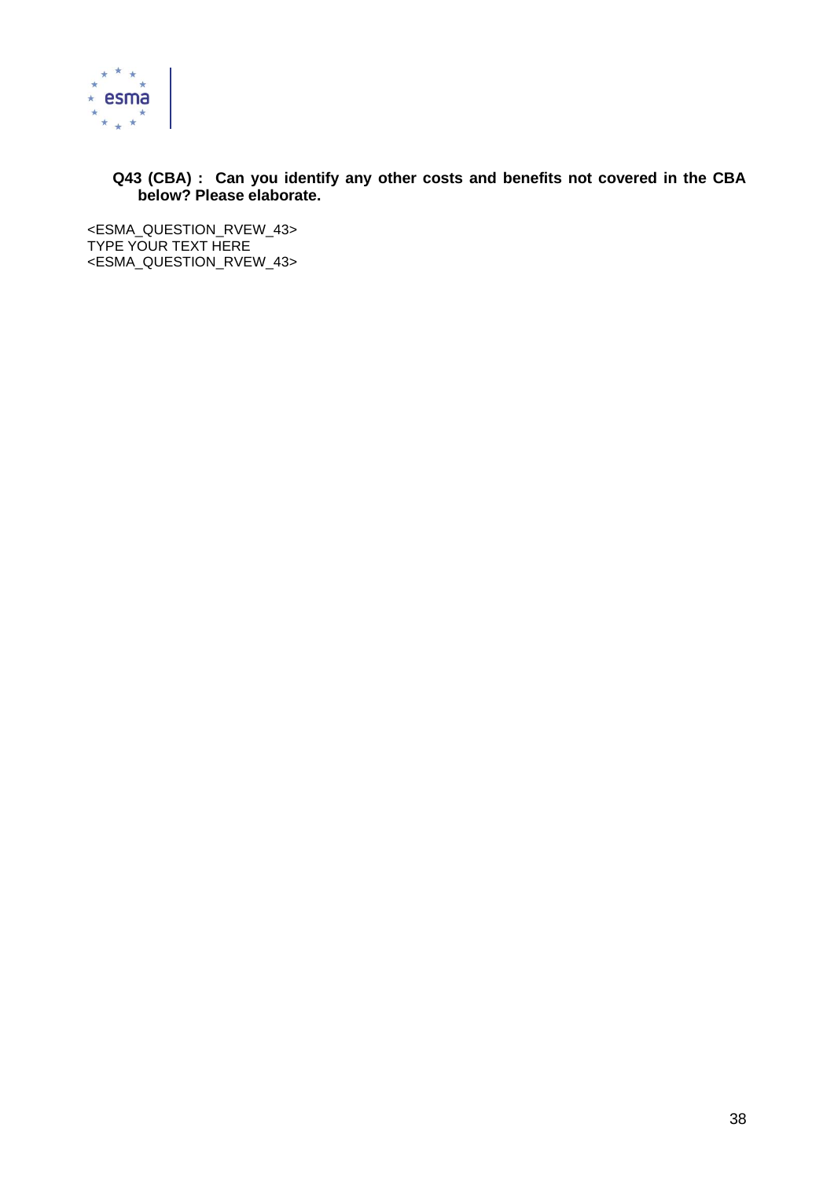**Q43 (CBA) : Can you identify any other costs and benefits not covered in the CBA below? Please elaborate.**

<ESMA_QUESTION_RVEW_43>
TYPE YOUR TEXT HERE
<ESMA_QUESTION_RVEW_43>